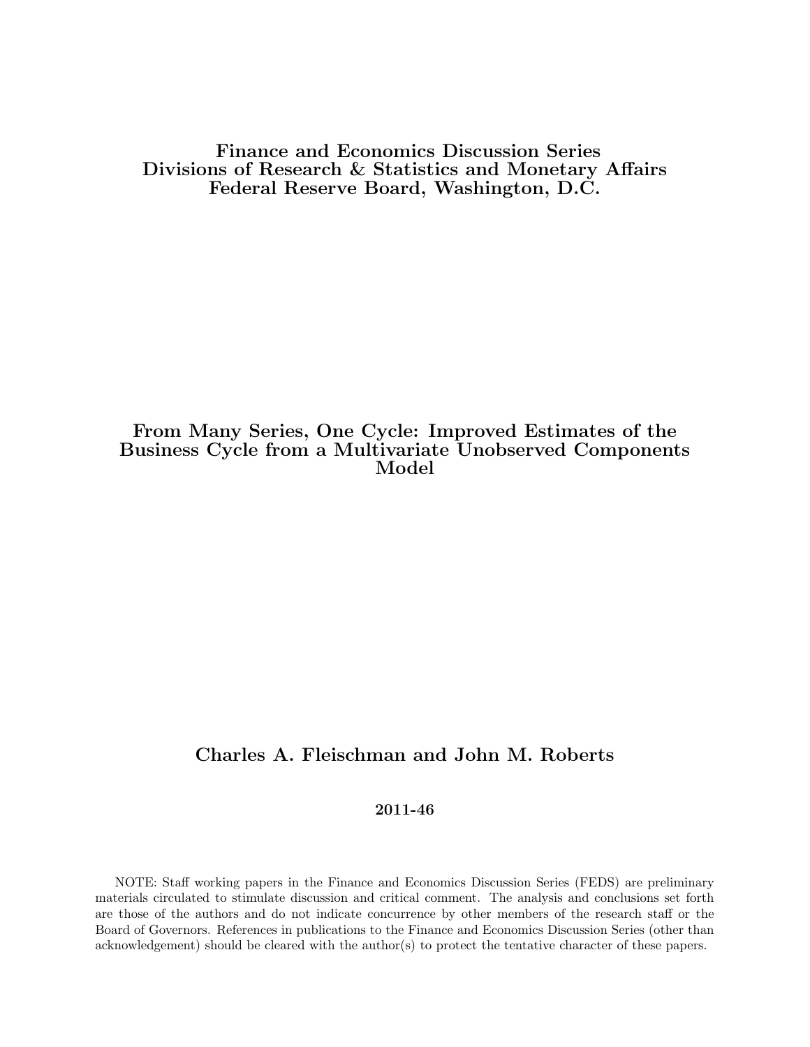**Finance and Economics Discussion Series**
**Divisions of Research & Statistics and Monetary Affairs**
**Federal Reserve Board, Washington, D.C.**

# From Many Series, One Cycle: Improved Estimates of the Business Cycle from a Multivariate Unobserved Components Model

**Charles A. Fleischman and John M. Roberts**

**2011-46**

NOTE: Staff working papers in the Finance and Economics Discussion Series (FEDS) are preliminary materials circulated to stimulate discussion and critical comment. The analysis and conclusions set forth are those of the authors and do not indicate concurrence by other members of the research staff or the Board of Governors. References in publications to the Finance and Economics Discussion Series (other than acknowledgement) should be cleared with the author(s) to protect the tentative character of these papers.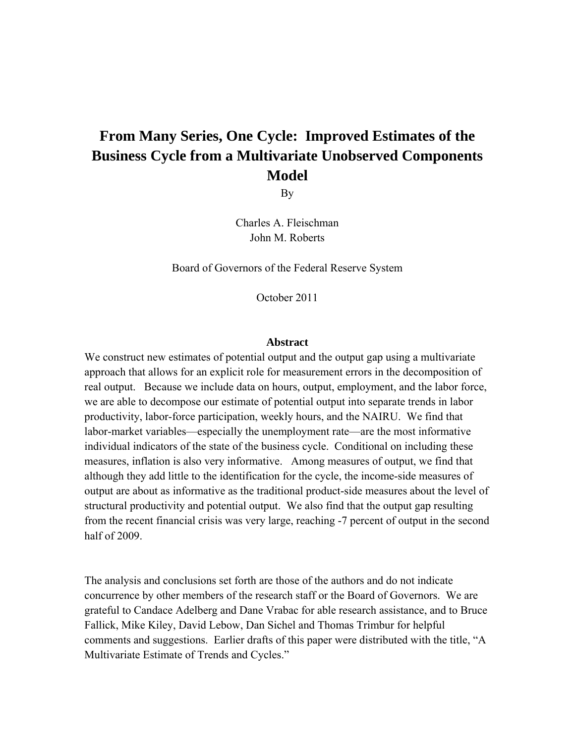# From Many Series, One Cycle: Improved Estimates of the Business Cycle from a Multivariate Unobserved Components Model

By

Charles A. Fleischman
John M. Roberts

Board of Governors of the Federal Reserve System

October 2011

**Abstract**

We construct new estimates of potential output and the output gap using a multivariate approach that allows for an explicit role for measurement errors in the decomposition of real output. Because we include data on hours, output, employment, and the labor force, we are able to decompose our estimate of potential output into separate trends in labor productivity, labor-force participation, weekly hours, and the NAIRU. We find that labor-market variables—especially the unemployment rate—are the most informative individual indicators of the state of the business cycle. Conditional on including these measures, inflation is also very informative. Among measures of output, we find that although they add little to the identification for the cycle, the income-side measures of output are about as informative as the traditional product-side measures about the level of structural productivity and potential output. We also find that the output gap resulting from the recent financial crisis was very large, reaching -7 percent of output in the second half of 2009.

The analysis and conclusions set forth are those of the authors and do not indicate concurrence by other members of the research staff or the Board of Governors. We are grateful to Candace Adelberg and Dane Vrabac for able research assistance, and to Bruce Fallick, Mike Kiley, David Lebow, Dan Sichel and Thomas Trimbur for helpful comments and suggestions. Earlier drafts of this paper were distributed with the title, "A Multivariate Estimate of Trends and Cycles."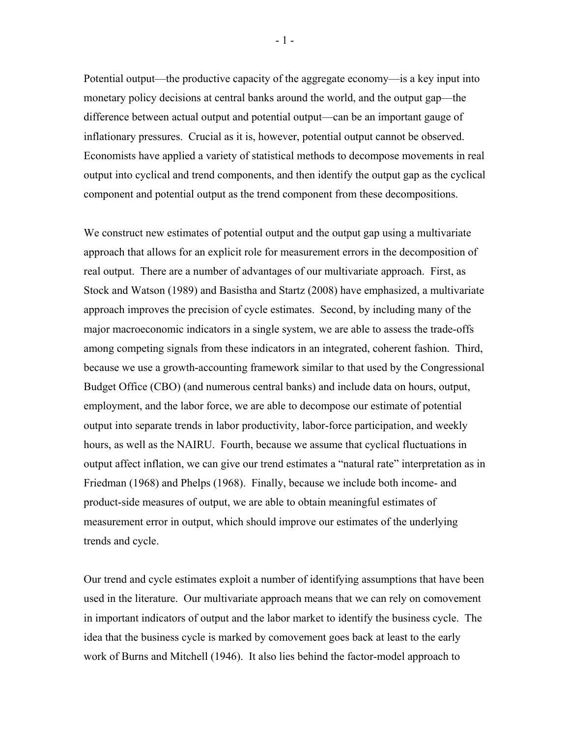Potential output—the productive capacity of the aggregate economy—is a key input into monetary policy decisions at central banks around the world, and the output gap—the difference between actual output and potential output—can be an important gauge of inflationary pressures. Crucial as it is, however, potential output cannot be observed. Economists have applied a variety of statistical methods to decompose movements in real output into cyclical and trend components, and then identify the output gap as the cyclical component and potential output as the trend component from these decompositions.

We construct new estimates of potential output and the output gap using a multivariate approach that allows for an explicit role for measurement errors in the decomposition of real output. There are a number of advantages of our multivariate approach. First, as Stock and Watson (1989) and Basistha and Startz (2008) have emphasized, a multivariate approach improves the precision of cycle estimates. Second, by including many of the major macroeconomic indicators in a single system, we are able to assess the trade-offs among competing signals from these indicators in an integrated, coherent fashion. Third, because we use a growth-accounting framework similar to that used by the Congressional Budget Office (CBO) (and numerous central banks) and include data on hours, output, employment, and the labor force, we are able to decompose our estimate of potential output into separate trends in labor productivity, labor-force participation, and weekly hours, as well as the NAIRU. Fourth, because we assume that cyclical fluctuations in output affect inflation, we can give our trend estimates a "natural rate" interpretation as in Friedman (1968) and Phelps (1968). Finally, because we include both income- and product-side measures of output, we are able to obtain meaningful estimates of measurement error in output, which should improve our estimates of the underlying trends and cycle.

Our trend and cycle estimates exploit a number of identifying assumptions that have been used in the literature. Our multivariate approach means that we can rely on comovement in important indicators of output and the labor market to identify the business cycle. The idea that the business cycle is marked by comovement goes back at least to the early work of Burns and Mitchell (1946). It also lies behind the factor-model approach to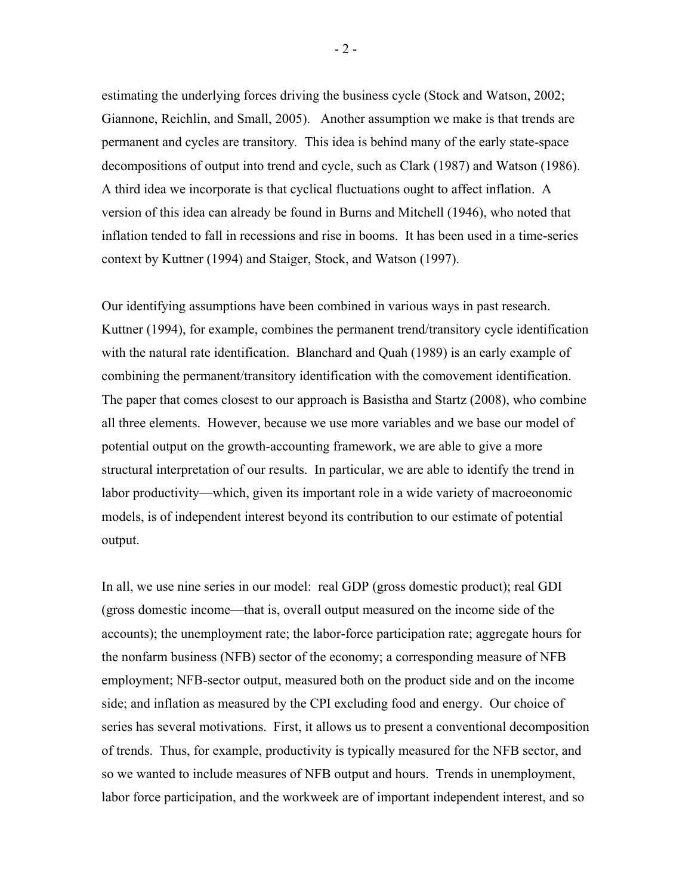estimating the underlying forces driving the business cycle (Stock and Watson, 2002; Giannone, Reichlin, and Small, 2005). Another assumption we make is that trends are permanent and cycles are transitory. This idea is behind many of the early state-space decompositions of output into trend and cycle, such as Clark (1987) and Watson (1986). A third idea we incorporate is that cyclical fluctuations ought to affect inflation. A version of this idea can already be found in Burns and Mitchell (1946), who noted that inflation tended to fall in recessions and rise in booms. It has been used in a time-series context by Kuttner (1994) and Staiger, Stock, and Watson (1997).

Our identifying assumptions have been combined in various ways in past research. Kuttner (1994), for example, combines the permanent trend/transitory cycle identification with the natural rate identification. Blanchard and Quah (1989) is an early example of combining the permanent/transitory identification with the comovement identification. The paper that comes closest to our approach is Basistha and Startz (2008), who combine all three elements. However, because we use more variables and we base our model of potential output on the growth-accounting framework, we are able to give a more structural interpretation of our results. In particular, we are able to identify the trend in labor productivity—which, given its important role in a wide variety of macroeonomic models, is of independent interest beyond its contribution to our estimate of potential output.

In all, we use nine series in our model: real GDP (gross domestic product); real GDI (gross domestic income—that is, overall output measured on the income side of the accounts); the unemployment rate; the labor-force participation rate; aggregate hours for the nonfarm business (NFB) sector of the economy; a corresponding measure of NFB employment; NFB-sector output, measured both on the product side and on the income side; and inflation as measured by the CPI excluding food and energy. Our choice of series has several motivations. First, it allows us to present a conventional decomposition of trends. Thus, for example, productivity is typically measured for the NFB sector, and so we wanted to include measures of NFB output and hours. Trends in unemployment, labor force participation, and the workweek are of important independent interest, and so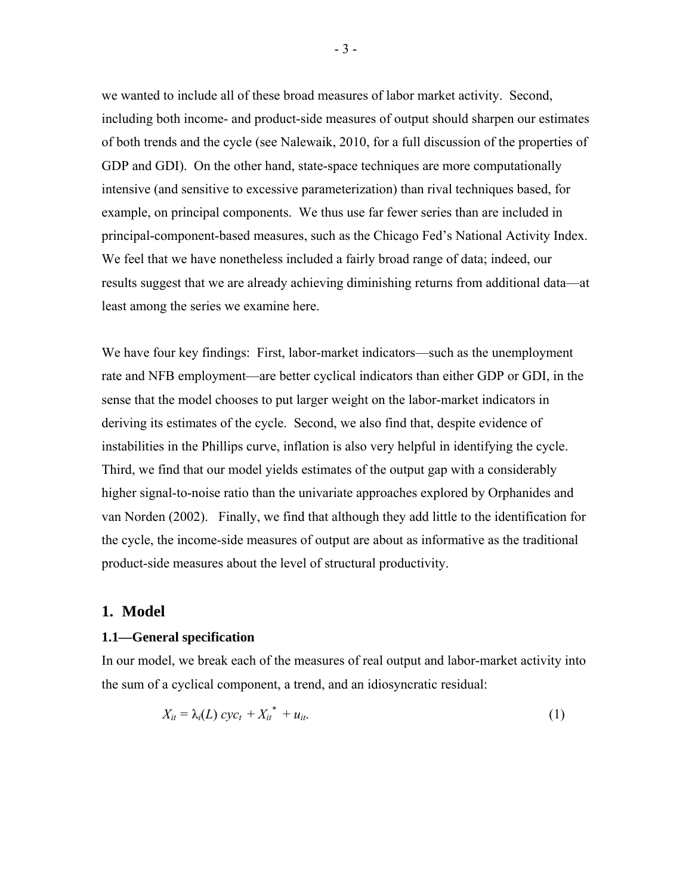we wanted to include all of these broad measures of labor market activity. Second, including both income- and product-side measures of output should sharpen our estimates of both trends and the cycle (see Nalewaik, 2010, for a full discussion of the properties of GDP and GDI). On the other hand, state-space techniques are more computationally intensive (and sensitive to excessive parameterization) than rival techniques based, for example, on principal components. We thus use far fewer series than are included in principal-component-based measures, such as the Chicago Fed's National Activity Index. We feel that we have nonetheless included a fairly broad range of data; indeed, our results suggest that we are already achieving diminishing returns from additional data—at least among the series we examine here.

We have four key findings: First, labor-market indicators—such as the unemployment rate and NFB employment—are better cyclical indicators than either GDP or GDI, in the sense that the model chooses to put larger weight on the labor-market indicators in deriving its estimates of the cycle. Second, we also find that, despite evidence of instabilities in the Phillips curve, inflation is also very helpful in identifying the cycle. Third, we find that our model yields estimates of the output gap with a considerably higher signal-to-noise ratio than the univariate approaches explored by Orphanides and van Norden (2002). Finally, we find that although they add little to the identification for the cycle, the income-side measures of output are about as informative as the traditional product-side measures about the level of structural productivity.

## 1. Model

### 1.1—General specification

In our model, we break each of the measures of real output and labor-market activity into the sum of a cyclical component, a trend, and an idiosyncratic residual:

$$X_{it} = \lambda_i(L)\, cyc_t + X_{it}^* + u_{it}. \tag{1}$$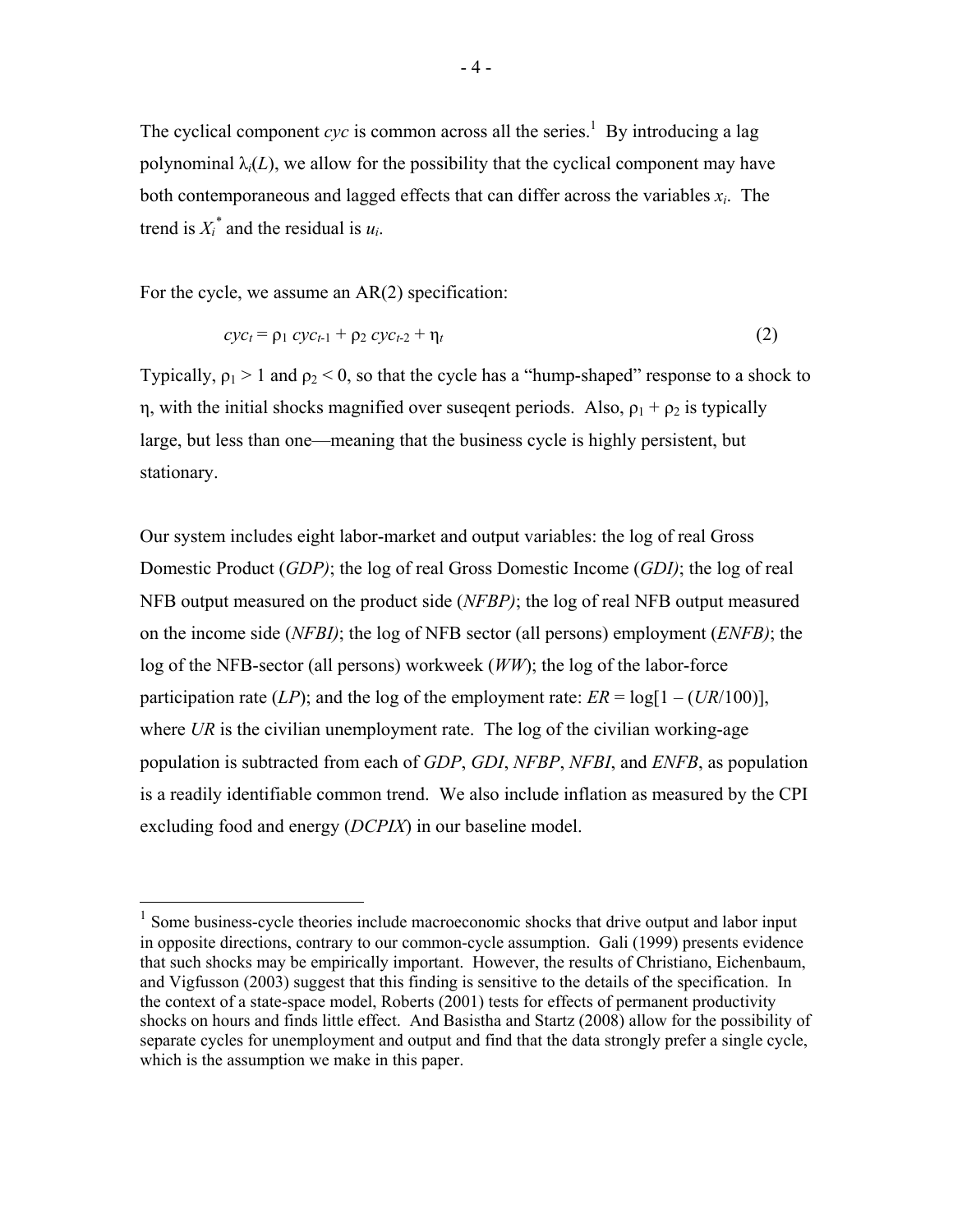The cyclical component *cyc* is common across all the series.[1] By introducing a lag polynominal $\lambda_i(L)$, we allow for the possibility that the cyclical component may have both contemporaneous and lagged effects that can differ across the variables $x_i$. The trend is $X_i^*$ and the residual is $u_i$.

For the cycle, we assume an AR(2) specification:

$$cyc_t = \rho_1\, cyc_{t-1} + \rho_2\, cyc_{t-2} + \eta_t \tag{2}$$

Typically, $\rho_1 > 1$ and $\rho_2 < 0$, so that the cycle has a "hump-shaped" response to a shock to $\eta$, with the initial shocks magnified over suseqent periods. Also, $\rho_1 + \rho_2$ is typically large, but less than one—meaning that the business cycle is highly persistent, but stationary.

Our system includes eight labor-market and output variables: the log of real Gross Domestic Product (*GDP)*; the log of real Gross Domestic Income (*GDI)*; the log of real NFB output measured on the product side (*NFBP)*; the log of real NFB output measured on the income side (*NFBI)*; the log of NFB sector (all persons) employment (*ENFB)*; the log of the NFB-sector (all persons) workweek (*WW*); the log of the labor-force participation rate (*LP*); and the log of the employment rate: $ER = \log[1 - (UR/100)]$, where *UR* is the civilian unemployment rate. The log of the civilian working-age population is subtracted from each of *GDP*, *GDI*, *NFBP*, *NFBI*, and *ENFB*, as population is a readily identifiable common trend. We also include inflation as measured by the CPI excluding food and energy (*DCPIX*) in our baseline model.

---

[1] Some business-cycle theories include macroeconomic shocks that drive output and labor input in opposite directions, contrary to our common-cycle assumption. Gali (1999) presents evidence that such shocks may be empirically important. However, the results of Christiano, Eichenbaum, and Vigfusson (2003) suggest that this finding is sensitive to the details of the specification. In the context of a state-space model, Roberts (2001) tests for effects of permanent productivity shocks on hours and finds little effect. And Basistha and Startz (2008) allow for the possibility of separate cycles for unemployment and output and find that the data strongly prefer a single cycle, which is the assumption we make in this paper.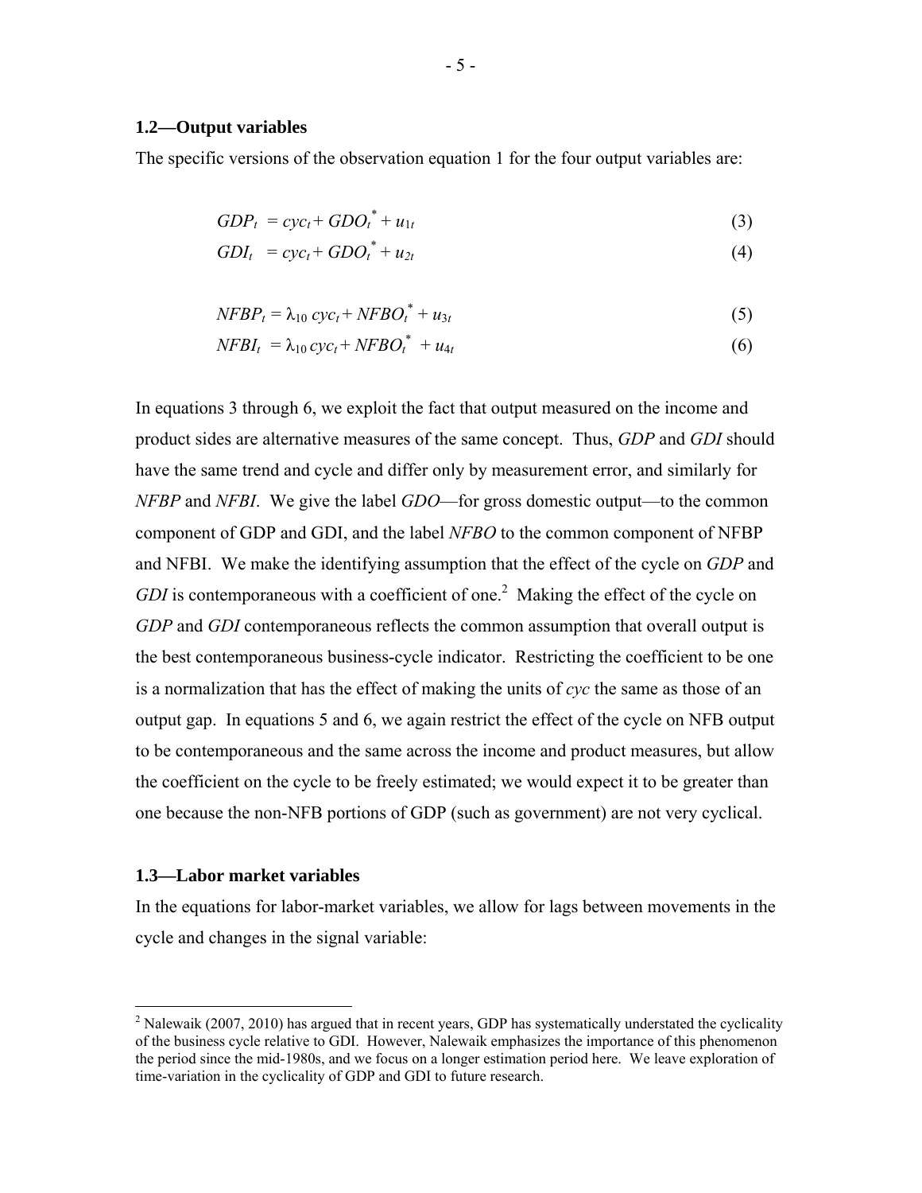### 1.2—Output variables

The specific versions of the observation equation 1 for the four output variables are:

$$GDP_t = cyc_t + GDO_t^* + u_{1t} \tag{3}$$

$$GDI_t = cyc_t + GDO_t^* + u_{2t} \tag{4}$$

$$NFBP_t = \lambda_{10}\, cyc_t + NFBO_t^* + u_{3t} \tag{5}$$

$$NFBI_t = \lambda_{10}\, cyc_t + NFBO_t^* + u_{4t} \tag{6}$$

In equations 3 through 6, we exploit the fact that output measured on the income and product sides are alternative measures of the same concept. Thus, *GDP* and *GDI* should have the same trend and cycle and differ only by measurement error, and similarly for *NFBP* and *NFBI*. We give the label *GDO*—for gross domestic output—to the common component of GDP and GDI, and the label *NFBO* to the common component of NFBP and NFBI. We make the identifying assumption that the effect of the cycle on *GDP* and *GDI* is contemporaneous with a coefficient of one.[2] Making the effect of the cycle on *GDP* and *GDI* contemporaneous reflects the common assumption that overall output is the best contemporaneous business-cycle indicator. Restricting the coefficient to be one is a normalization that has the effect of making the units of *cyc* the same as those of an output gap. In equations 5 and 6, we again restrict the effect of the cycle on NFB output to be contemporaneous and the same across the income and product measures, but allow the coefficient on the cycle to be freely estimated; we would expect it to be greater than one because the non-NFB portions of GDP (such as government) are not very cyclical.

### 1.3—Labor market variables

In the equations for labor-market variables, we allow for lags between movements in the cycle and changes in the signal variable:

[2] Nalewaik (2007, 2010) has argued that in recent years, GDP has systematically understated the cyclicality of the business cycle relative to GDI. However, Nalewaik emphasizes the importance of this phenomenon the period since the mid-1980s, and we focus on a longer estimation period here. We leave exploration of time-variation in the cyclicality of GDP and GDI to future research.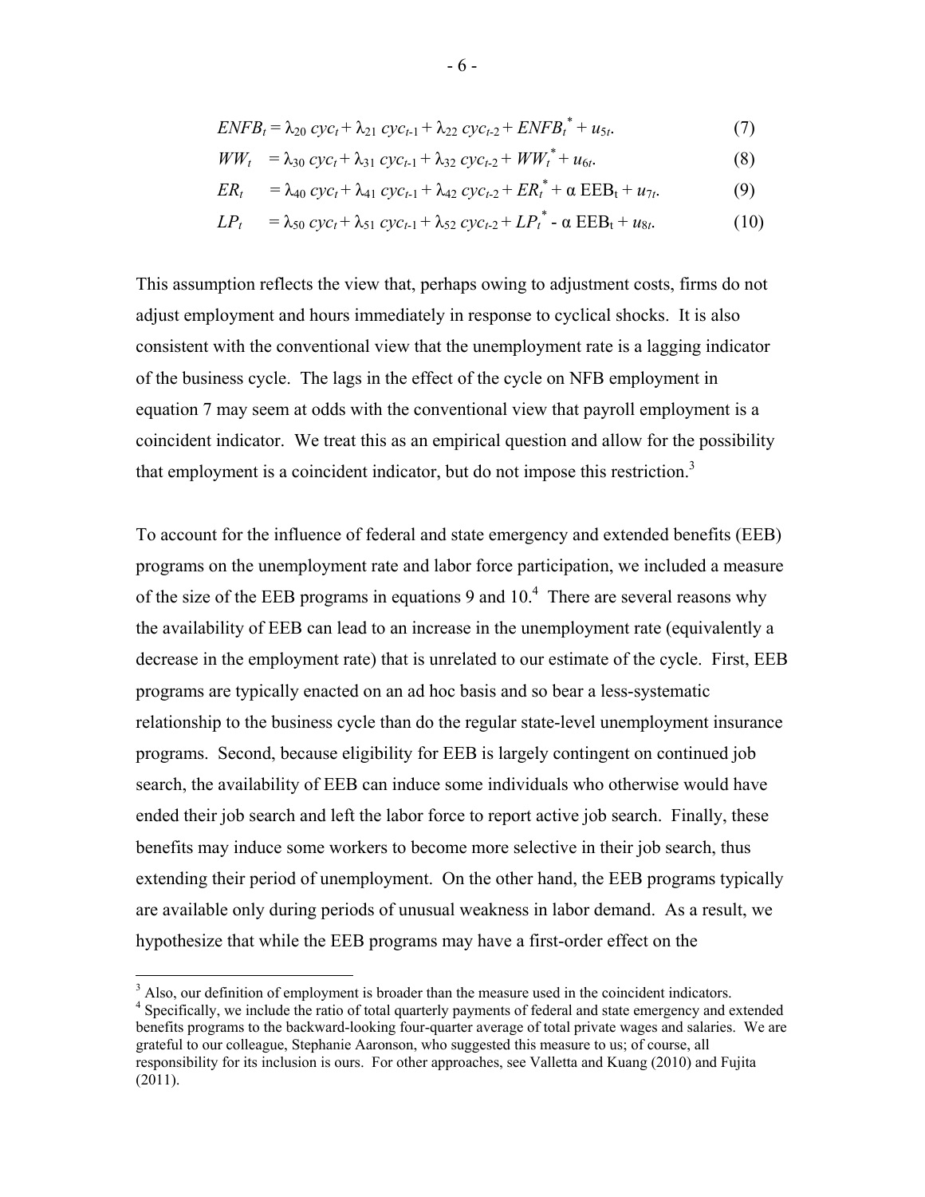$$ENFB_t = \lambda_{20}\, cyc_t + \lambda_{21}\, cyc_{t-1} + \lambda_{22}\, cyc_{t-2} + ENFB_t^* + u_{5t}. \tag{7}$$

$$WW_t = \lambda_{30}\, cyc_t + \lambda_{31}\, cyc_{t-1} + \lambda_{32}\, cyc_{t-2} + WW_t^* + u_{6t}. \tag{8}$$

$$ER_t = \lambda_{40}\, cyc_t + \lambda_{41}\, cyc_{t-1} + \lambda_{42}\, cyc_{t-2} + ER_t^* + \alpha\, \text{EEB}_t + u_{7t}. \tag{9}$$

$$LP_t = \lambda_{50}\, cyc_t + \lambda_{51}\, cyc_{t-1} + \lambda_{52}\, cyc_{t-2} + LP_t^* - \alpha\, \text{EEB}_t + u_{8t}. \tag{10}$$

This assumption reflects the view that, perhaps owing to adjustment costs, firms do not adjust employment and hours immediately in response to cyclical shocks. It is also consistent with the conventional view that the unemployment rate is a lagging indicator of the business cycle. The lags in the effect of the cycle on NFB employment in equation 7 may seem at odds with the conventional view that payroll employment is a coincident indicator. We treat this as an empirical question and allow for the possibility that employment is a coincident indicator, but do not impose this restriction.[3]

To account for the influence of federal and state emergency and extended benefits (EEB) programs on the unemployment rate and labor force participation, we included a measure of the size of the EEB programs in equations 9 and 10.[4] There are several reasons why the availability of EEB can lead to an increase in the unemployment rate (equivalently a decrease in the employment rate) that is unrelated to our estimate of the cycle. First, EEB programs are typically enacted on an ad hoc basis and so bear a less-systematic relationship to the business cycle than do the regular state-level unemployment insurance programs. Second, because eligibility for EEB is largely contingent on continued job search, the availability of EEB can induce some individuals who otherwise would have ended their job search and left the labor force to report active job search. Finally, these benefits may induce some workers to become more selective in their job search, thus extending their period of unemployment. On the other hand, the EEB programs typically are available only during periods of unusual weakness in labor demand. As a result, we hypothesize that while the EEB programs may have a first-order effect on the

[3] Also, our definition of employment is broader than the measure used in the coincident indicators.

[4] Specifically, we include the ratio of total quarterly payments of federal and state emergency and extended benefits programs to the backward-looking four-quarter average of total private wages and salaries. We are grateful to our colleague, Stephanie Aaronson, who suggested this measure to us; of course, all responsibility for its inclusion is ours. For other approaches, see Valletta and Kuang (2010) and Fujita (2011).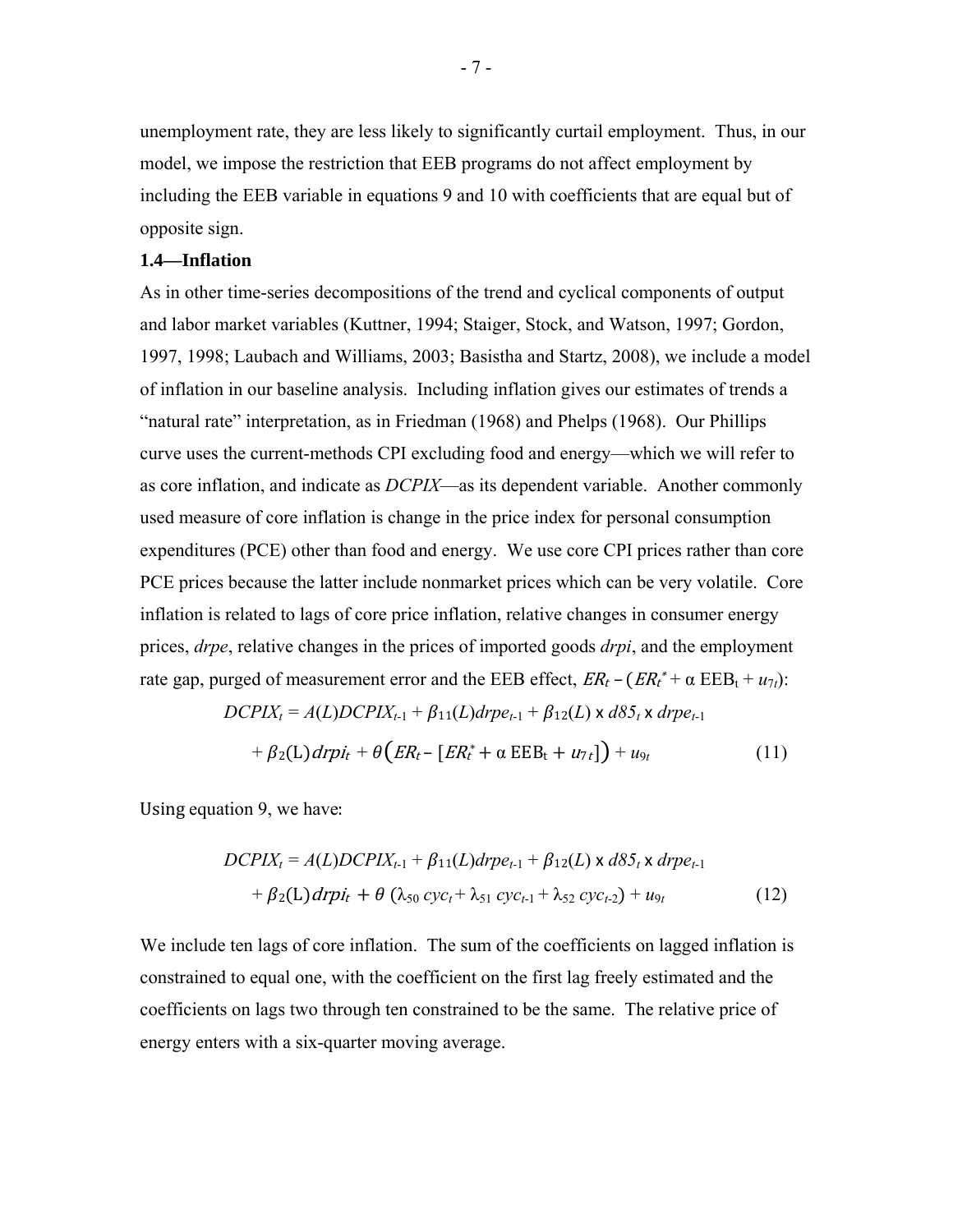unemployment rate, they are less likely to significantly curtail employment. Thus, in our model, we impose the restriction that EEB programs do not affect employment by including the EEB variable in equations 9 and 10 with coefficients that are equal but of opposite sign.

**1.4—Inflation**

As in other time-series decompositions of the trend and cyclical components of output and labor market variables (Kuttner, 1994; Staiger, Stock, and Watson, 1997; Gordon, 1997, 1998; Laubach and Williams, 2003; Basistha and Startz, 2008), we include a model of inflation in our baseline analysis. Including inflation gives our estimates of trends a "natural rate" interpretation, as in Friedman (1968) and Phelps (1968). Our Phillips curve uses the current-methods CPI excluding food and energy—which we will refer to as core inflation, and indicate as *DCPIX*—as its dependent variable. Another commonly used measure of core inflation is change in the price index for personal consumption expenditures (PCE) other than food and energy. We use core CPI prices rather than core PCE prices because the latter include nonmarket prices which can be very volatile. Core inflation is related to lags of core price inflation, relative changes in consumer energy prices, *drpe*, relative changes in the prices of imported goods *drpi*, and the employment rate gap, purged of measurement error and the EEB effect, $ER_t - (ER_t^* + \alpha\ \mathrm{EEB}_t + u_{7t})$:

$$DCPIX_t = A(L)DCPIX_{t-1} + \beta_{11}(L)drpe_{t-1} + \beta_{12}(L) \times d85_t \times drpe_{t-1}$$
$$+ \beta_2(\mathrm{L})drpi_t + \theta\left(ER_t - [ER_t^* + \alpha\ \mathrm{EEB}_t + u_{7t}]\right) + u_{9t} \qquad (11)$$

Using equation 9, we have:

$$DCPIX_t = A(L)DCPIX_{t-1} + \beta_{11}(L)drpe_{t-1} + \beta_{12}(L) \times d85_t \times drpe_{t-1}$$
$$+ \beta_2(\mathrm{L})drpi_t + \theta\ (\lambda_{50}\ cyc_t + \lambda_{51}\ cyc_{t-1} + \lambda_{52}\ cyc_{t-2}) + u_{9t} \qquad (12)$$

We include ten lags of core inflation. The sum of the coefficients on lagged inflation is constrained to equal one, with the coefficient on the first lag freely estimated and the coefficients on lags two through ten constrained to be the same. The relative price of energy enters with a six-quarter moving average.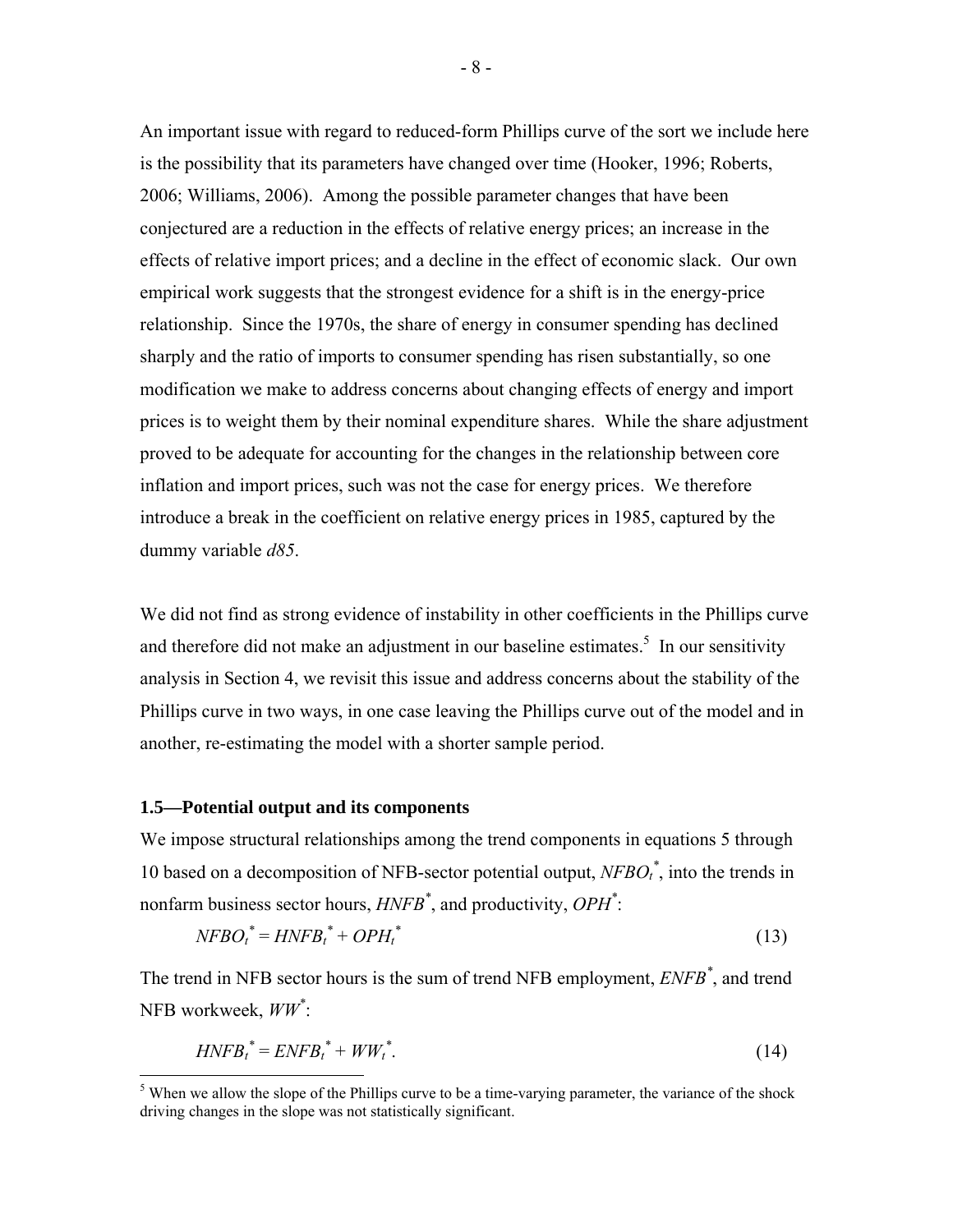An important issue with regard to reduced-form Phillips curve of the sort we include here is the possibility that its parameters have changed over time (Hooker, 1996; Roberts, 2006; Williams, 2006). Among the possible parameter changes that have been conjectured are a reduction in the effects of relative energy prices; an increase in the effects of relative import prices; and a decline in the effect of economic slack. Our own empirical work suggests that the strongest evidence for a shift is in the energy-price relationship. Since the 1970s, the share of energy in consumer spending has declined sharply and the ratio of imports to consumer spending has risen substantially, so one modification we make to address concerns about changing effects of energy and import prices is to weight them by their nominal expenditure shares. While the share adjustment proved to be adequate for accounting for the changes in the relationship between core inflation and import prices, such was not the case for energy prices. We therefore introduce a break in the coefficient on relative energy prices in 1985, captured by the dummy variable *d85*.

We did not find as strong evidence of instability in other coefficients in the Phillips curve and therefore did not make an adjustment in our baseline estimates.[5] In our sensitivity analysis in Section 4, we revisit this issue and address concerns about the stability of the Phillips curve in two ways, in one case leaving the Phillips curve out of the model and in another, re-estimating the model with a shorter sample period.

### 1.5—Potential output and its components

We impose structural relationships among the trend components in equations 5 through 10 based on a decomposition of NFB-sector potential output, $NFBO_t^*$, into the trends in nonfarm business sector hours, $HNFB^*$, and productivity, $OPH^*$:

$$NFBO_t^* = HNFB_t^* + OPH_t^* \tag{13}$$

The trend in NFB sector hours is the sum of trend NFB employment, $ENFB^*$, and trend NFB workweek, $WW^*$:

$$HNFB_t^* = ENFB_t^* + WW_t^*. \tag{14}$$

[5] When we allow the slope of the Phillips curve to be a time-varying parameter, the variance of the shock driving changes in the slope was not statistically significant.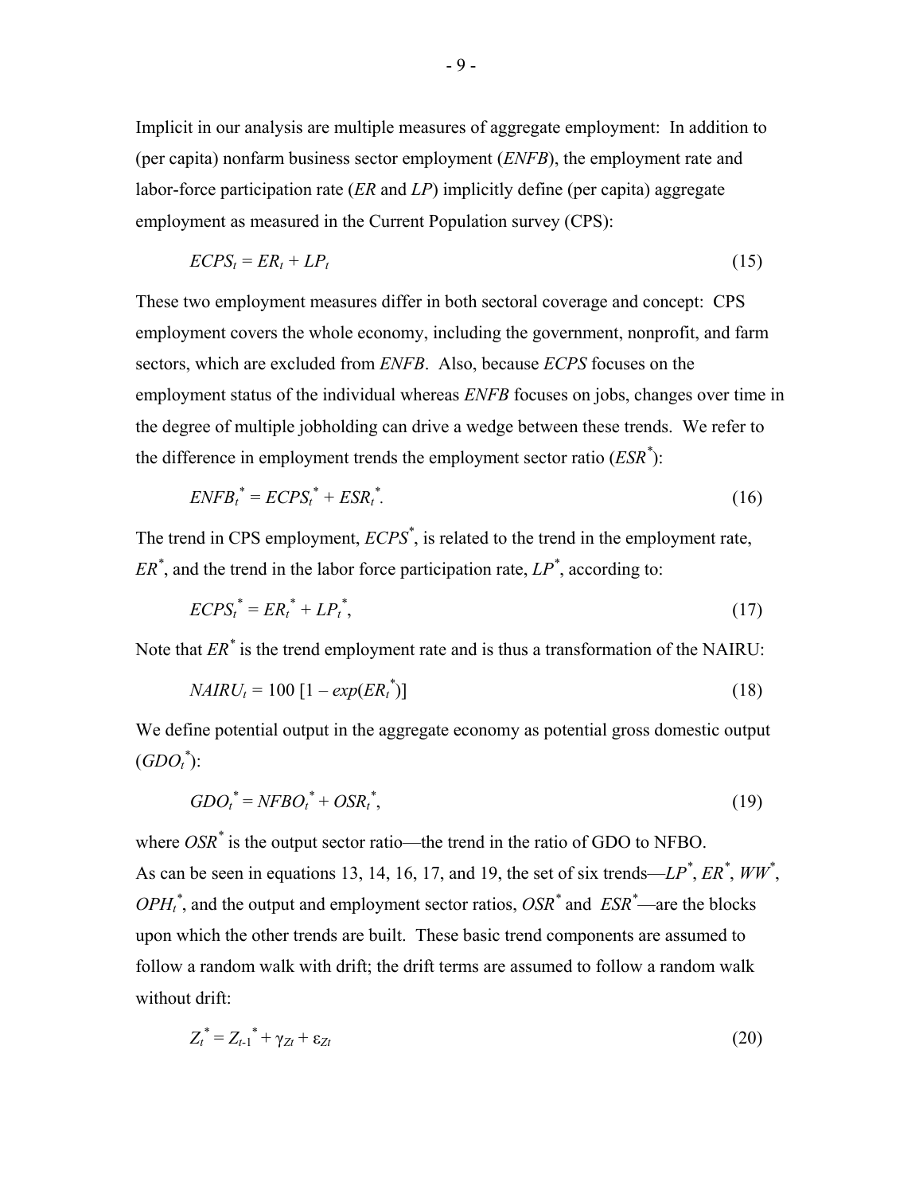Implicit in our analysis are multiple measures of aggregate employment: In addition to (per capita) nonfarm business sector employment (*ENFB*), the employment rate and labor-force participation rate (*ER* and *LP*) implicitly define (per capita) aggregate employment as measured in the Current Population survey (CPS):

$$ECPS_t = ER_t + LP_t \tag{15}$$

These two employment measures differ in both sectoral coverage and concept: CPS employment covers the whole economy, including the government, nonprofit, and farm sectors, which are excluded from *ENFB*. Also, because *ECPS* focuses on the employment status of the individual whereas *ENFB* focuses on jobs, changes over time in the degree of multiple jobholding can drive a wedge between these trends. We refer to the difference in employment trends the employment sector ratio ($ESR^*$):

$$ENFB_t^* = ECPS_t^* + ESR_t^*. \tag{16}$$

The trend in CPS employment, $ECPS^*$, is related to the trend in the employment rate, $ER^*$, and the trend in the labor force participation rate, $LP^*$, according to:

$$ECPS_t^* = ER_t^* + LP_t^*, \tag{17}$$

Note that $ER^*$ is the trend employment rate and is thus a transformation of the NAIRU:

$$NAIRU_t = 100\,[1 - exp(ER_t^*)] \tag{18}$$

We define potential output in the aggregate economy as potential gross domestic output ($GDO_t^*$):

$$GDO_t^* = NFBO_t^* + OSR_t^*, \tag{19}$$

where $OSR^*$ is the output sector ratio—the trend in the ratio of GDO to NFBO. As can be seen in equations 13, 14, 16, 17, and 19, the set of six trends—$LP^*$, $ER^*$, $WW^*$, $OPH_t^*$, and the output and employment sector ratios, $OSR^*$ and $ESR^*$—are the blocks upon which the other trends are built. These basic trend components are assumed to follow a random walk with drift; the drift terms are assumed to follow a random walk without drift:

$$Z_t^* = Z_{t-1}^* + \gamma_{Zt} + \varepsilon_{Zt} \tag{20}$$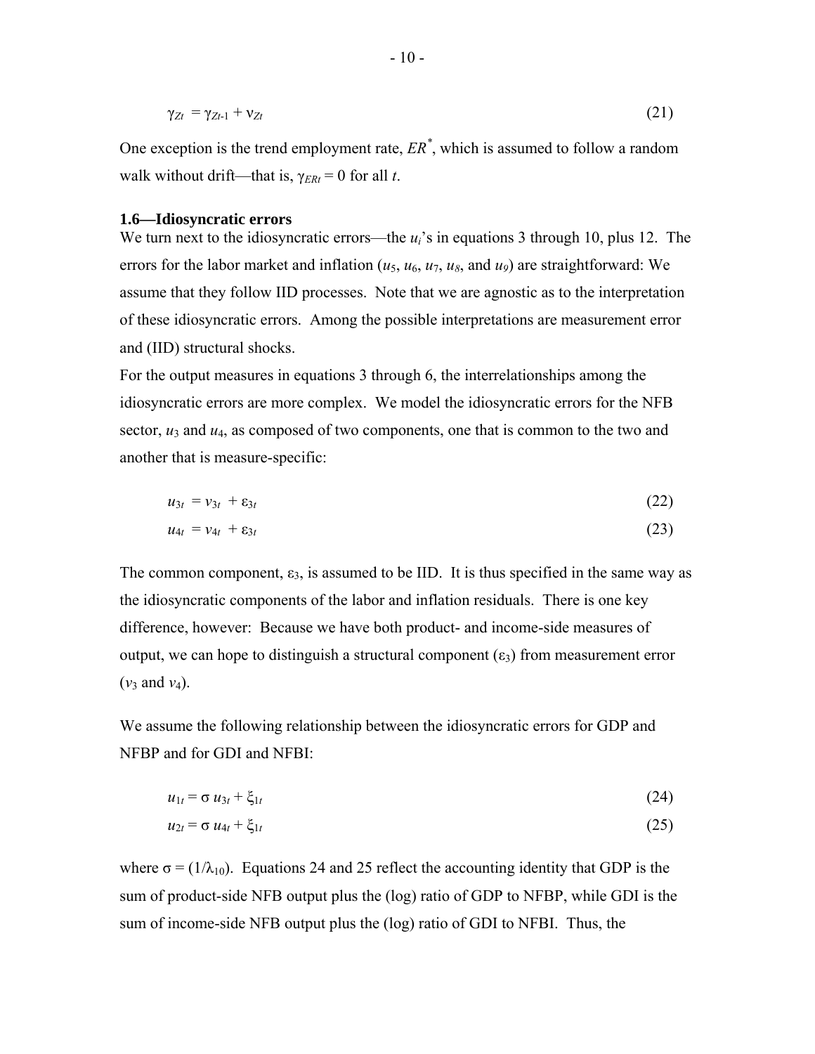$$\gamma_{Zt} = \gamma_{Zt\text{-}1} + \nu_{Zt} \tag{21}$$

One exception is the trend employment rate, $ER^*$, which is assumed to follow a random walk without drift—that is, $\gamma_{ERt} = 0$ for all $t$.

**1.6—Idiosyncratic errors**

We turn next to the idiosyncratic errors—the $u_i$'s in equations 3 through 10, plus 12. The errors for the labor market and inflation ($u_5$, $u_6$, $u_7$, $u_8$, and $u_9$) are straightforward: We assume that they follow IID processes. Note that we are agnostic as to the interpretation of these idiosyncratic errors. Among the possible interpretations are measurement error and (IID) structural shocks.

For the output measures in equations 3 through 6, the interrelationships among the idiosyncratic errors are more complex. We model the idiosyncratic errors for the NFB sector, $u_3$ and $u_4$, as composed of two components, one that is common to the two and another that is measure-specific:

$$u_{3t} = v_{3t} + \varepsilon_{3t} \tag{22}$$

$$u_{4t} = v_{4t} + \varepsilon_{3t} \tag{23}$$

The common component, $\varepsilon_3$, is assumed to be IID. It is thus specified in the same way as the idiosyncratic components of the labor and inflation residuals. There is one key difference, however: Because we have both product- and income-side measures of output, we can hope to distinguish a structural component ($\varepsilon_3$) from measurement error ($v_3$ and $v_4$).

We assume the following relationship between the idiosyncratic errors for GDP and NFBP and for GDI and NFBI:

$$u_{1t} = \sigma\, u_{3t} + \xi_{1t} \tag{24}$$

$$u_{2t} = \sigma\, u_{4t} + \xi_{1t} \tag{25}$$

where $\sigma = (1/\lambda_{10})$. Equations 24 and 25 reflect the accounting identity that GDP is the sum of product-side NFB output plus the (log) ratio of GDP to NFBP, while GDI is the sum of income-side NFB output plus the (log) ratio of GDI to NFBI. Thus, the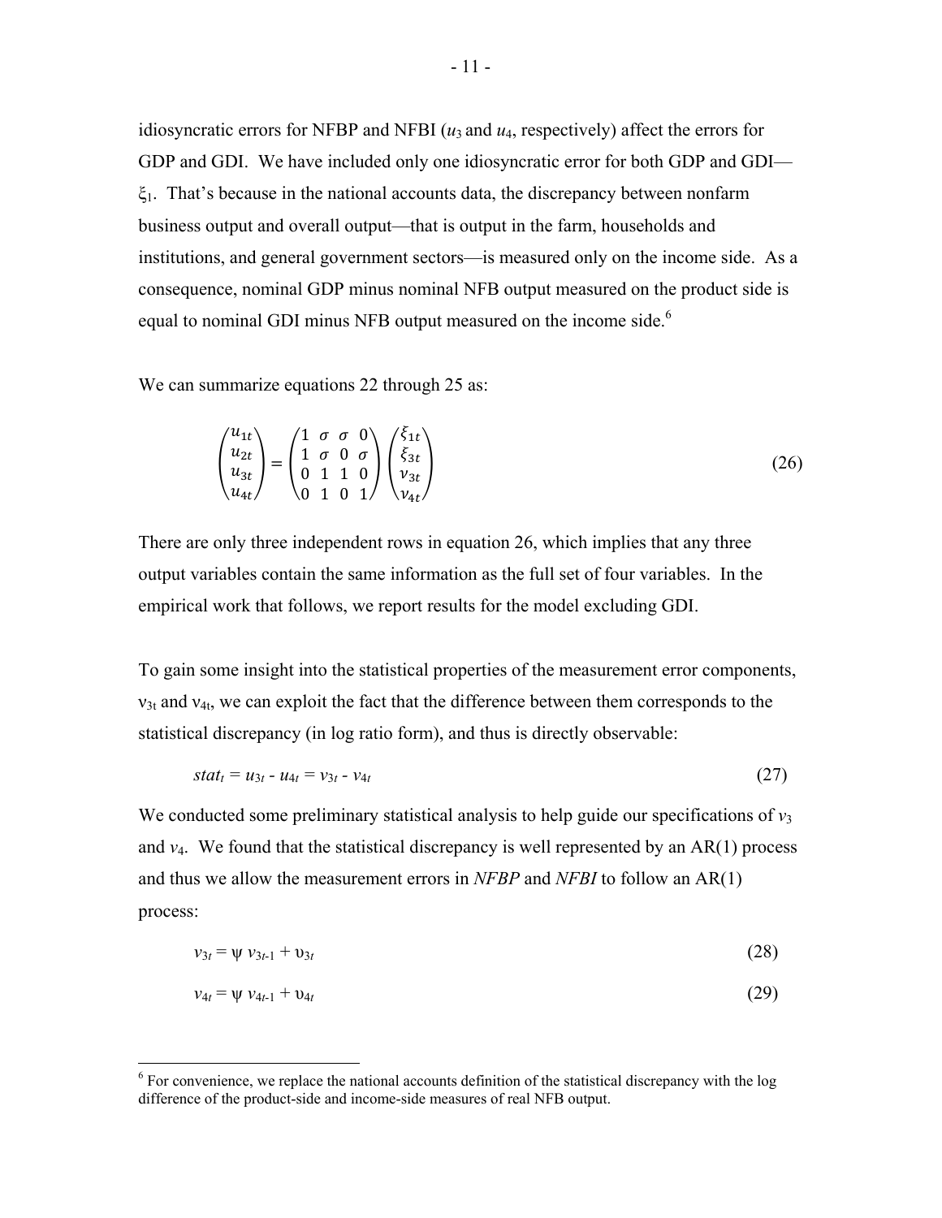idiosyncratic errors for NFBP and NFBI ($u_3$ and $u_4$, respectively) affect the errors for GDP and GDI. We have included only one idiosyncratic error for both GDP and GDI—$\xi_1$. That's because in the national accounts data, the discrepancy between nonfarm business output and overall output—that is output in the farm, households and institutions, and general government sectors—is measured only on the income side. As a consequence, nominal GDP minus nominal NFB output measured on the product side is equal to nominal GDI minus NFB output measured on the income side.[6]

We can summarize equations 22 through 25 as:

$$\begin{pmatrix} u_{1t} \\ u_{2t} \\ u_{3t} \\ u_{4t} \end{pmatrix} = \begin{pmatrix} 1 & \sigma & \sigma & 0 \\ 1 & \sigma & 0 & \sigma \\ 0 & 1 & 1 & 0 \\ 0 & 1 & 0 & 1 \end{pmatrix} \begin{pmatrix} \xi_{1t} \\ \xi_{3t} \\ \nu_{3t} \\ \nu_{4t} \end{pmatrix} \tag{26}$$

There are only three independent rows in equation 26, which implies that any three output variables contain the same information as the full set of four variables. In the empirical work that follows, we report results for the model excluding GDI.

To gain some insight into the statistical properties of the measurement error components, $\nu_{3t}$ and $\nu_{4t}$, we can exploit the fact that the difference between them corresponds to the statistical discrepancy (in log ratio form), and thus is directly observable:

$$stat_t = u_{3t} - u_{4t} = v_{3t} - v_{4t} \tag{27}$$

We conducted some preliminary statistical analysis to help guide our specifications of $v_3$ and $v_4$. We found that the statistical discrepancy is well represented by an AR(1) process and thus we allow the measurement errors in *NFBP* and *NFBI* to follow an AR(1) process:

$$v_{3t} = \psi\, v_{3t-1} + \upsilon_{3t} \tag{28}$$

$$v_{4t} = \psi\, v_{4t-1} + \upsilon_{4t} \tag{29}$$

[6] For convenience, we replace the national accounts definition of the statistical discrepancy with the log difference of the product-side and income-side measures of real NFB output.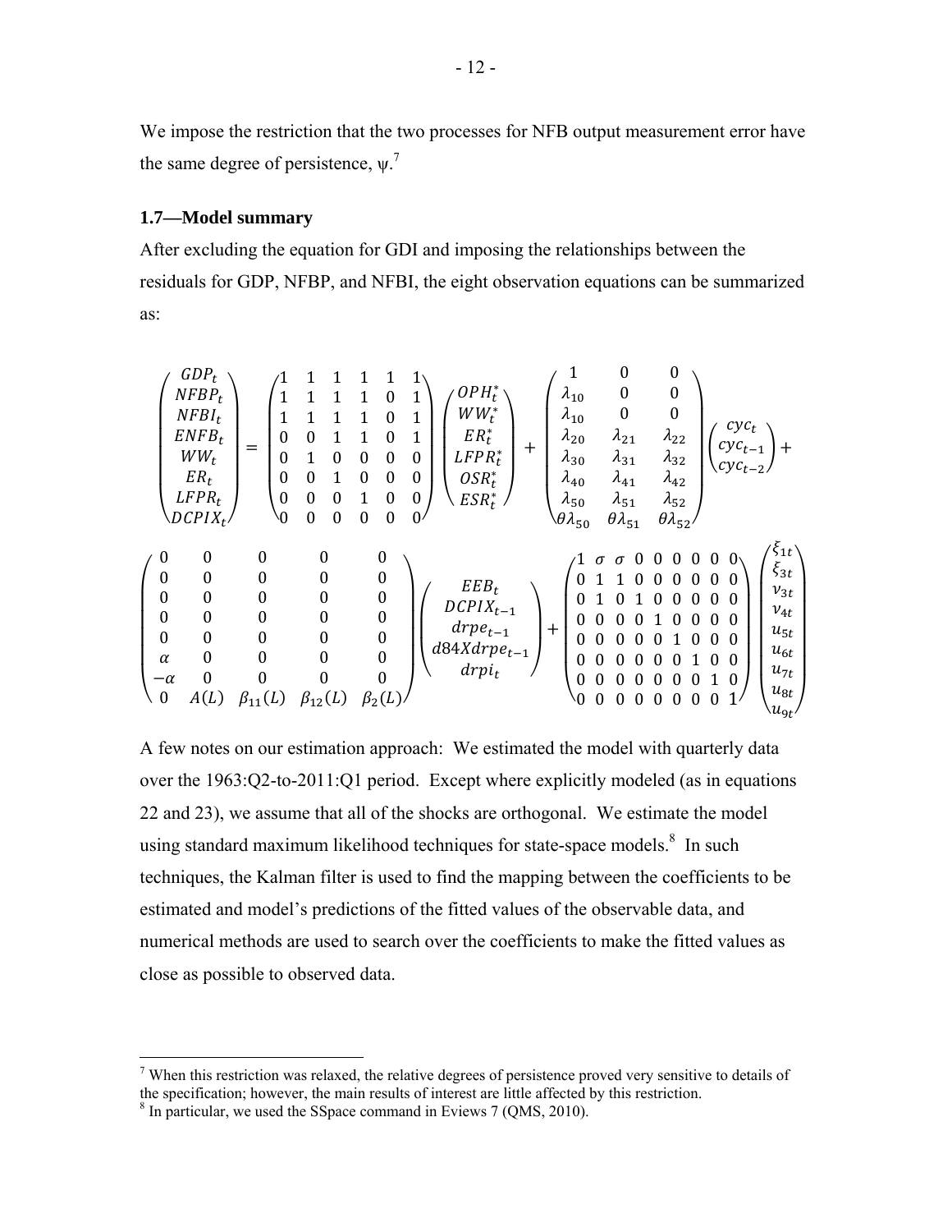We impose the restriction that the two processes for NFB output measurement error have the same degree of persistence, $\psi$.[7]

### 1.7—Model summary

After excluding the equation for GDI and imposing the relationships between the residuals for GDP, NFBP, and NFBI, the eight observation equations can be summarized as:

$$
\begin{pmatrix} GDP_t \\ NFBP_t \\ NFBI_t \\ ENFB_t \\ WW_t \\ ER_t \\ LFPR_t \\ DCPIX_t \end{pmatrix} = \begin{pmatrix} 1 & 1 & 1 & 1 & 1 & 1 \\ 1 & 1 & 1 & 1 & 0 & 1 \\ 1 & 1 & 1 & 1 & 0 & 1 \\ 0 & 0 & 1 & 1 & 0 & 1 \\ 0 & 1 & 0 & 0 & 0 & 0 \\ 0 & 0 & 1 & 0 & 0 & 0 \\ 0 & 0 & 0 & 1 & 0 & 0 \\ 0 & 0 & 0 & 0 & 0 & 0 \end{pmatrix} \begin{pmatrix} OPH_t^* \\ WW_t^* \\ ER_t^* \\ LFPR_t^* \\ OSR_t^* \\ ESR_t^* \end{pmatrix} + \begin{pmatrix} 1 & 0 & 0 \\ \lambda_{10} & 0 & 0 \\ \lambda_{10} & 0 & 0 \\ \lambda_{20} & \lambda_{21} & \lambda_{22} \\ \lambda_{30} & \lambda_{31} & \lambda_{32} \\ \lambda_{40} & \lambda_{41} & \lambda_{42} \\ \lambda_{50} & \lambda_{51} & \lambda_{52} \\ \theta\lambda_{50} & \theta\lambda_{51} & \theta\lambda_{52} \end{pmatrix} \begin{pmatrix} cyc_t \\ cyc_{t-1} \\ cyc_{t-2} \end{pmatrix} +
$$

$$
\begin{pmatrix} 0 & 0 & 0 & 0 & 0 \\ 0 & 0 & 0 & 0 & 0 \\ 0 & 0 & 0 & 0 & 0 \\ 0 & 0 & 0 & 0 & 0 \\ 0 & 0 & 0 & 0 & 0 \\ \alpha & 0 & 0 & 0 & 0 \\ -\alpha & 0 & 0 & 0 & 0 \\ 0 & A(L) & \beta_{11}(L) & \beta_{12}(L) & \beta_2(L) \end{pmatrix} \begin{pmatrix} EEB_t \\ DCPIX_{t-1} \\ drpe_{t-1} \\ d84Xdrpe_{t-1} \\ drpi_t \end{pmatrix} + \begin{pmatrix} 1 & \sigma & \sigma & 0 & 0 & 0 & 0 & 0 & 0 \\ 0 & 1 & 1 & 0 & 0 & 0 & 0 & 0 & 0 \\ 0 & 1 & 0 & 1 & 0 & 0 & 0 & 0 & 0 \\ 0 & 0 & 0 & 0 & 1 & 0 & 0 & 0 & 0 \\ 0 & 0 & 0 & 0 & 0 & 1 & 0 & 0 & 0 \\ 0 & 0 & 0 & 0 & 0 & 0 & 1 & 0 & 0 \\ 0 & 0 & 0 & 0 & 0 & 0 & 0 & 1 & 0 \\ 0 & 0 & 0 & 0 & 0 & 0 & 0 & 0 & 1 \end{pmatrix} \begin{pmatrix} \xi_{1t} \\ \xi_{3t} \\ v_{3t} \\ v_{4t} \\ u_{5t} \\ u_{6t} \\ u_{7t} \\ u_{8t} \\ u_{9t} \end{pmatrix}
$$

A few notes on our estimation approach: We estimated the model with quarterly data over the 1963:Q2-to-2011:Q1 period. Except where explicitly modeled (as in equations 22 and 23), we assume that all of the shocks are orthogonal. We estimate the model using standard maximum likelihood techniques for state-space models.[8] In such techniques, the Kalman filter is used to find the mapping between the coefficients to be estimated and model's predictions of the fitted values of the observable data, and numerical methods are used to search over the coefficients to make the fitted values as close as possible to observed data.

---

[7] When this restriction was relaxed, the relative degrees of persistence proved very sensitive to details of the specification; however, the main results of interest are little affected by this restriction.

[8] In particular, we used the SSpace command in Eviews 7 (QMS, 2010).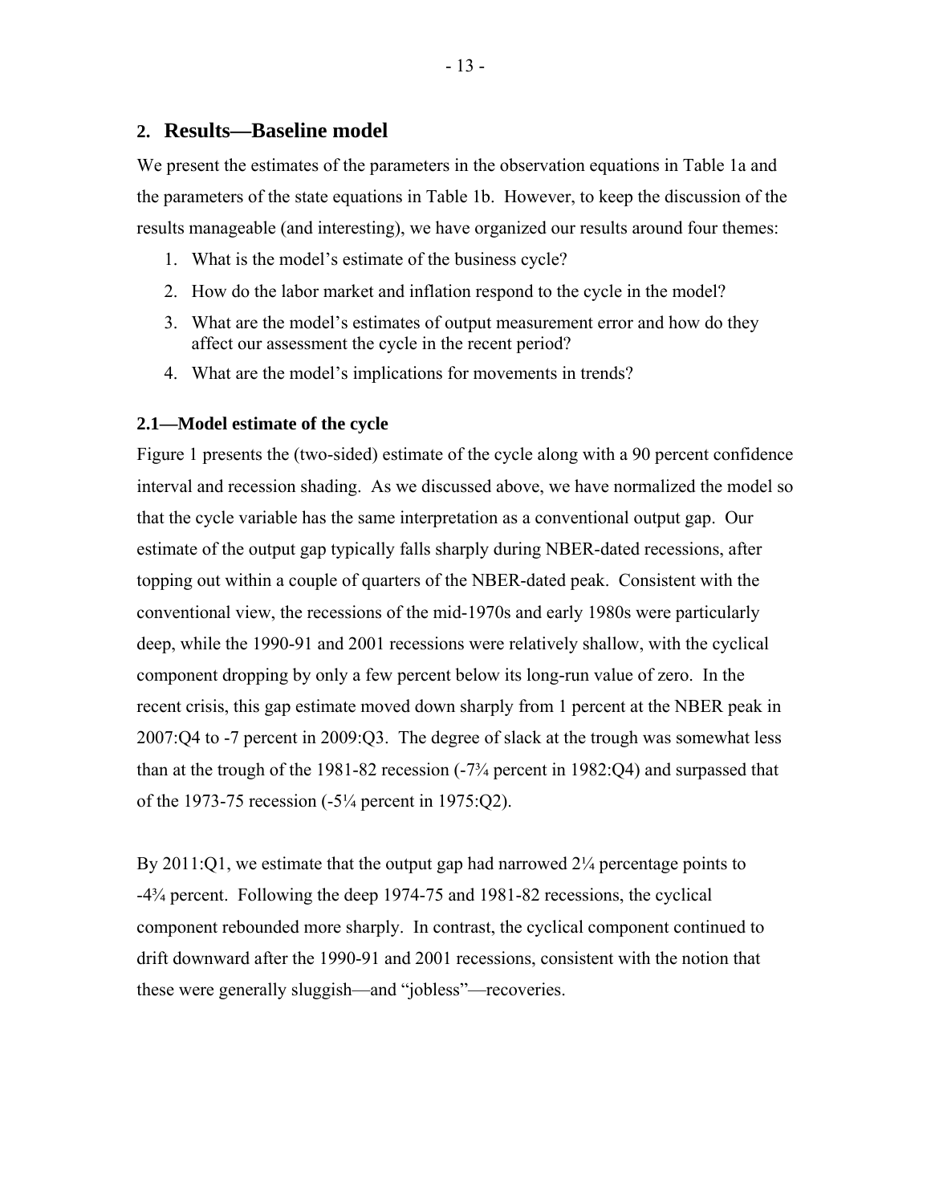## 2. Results—Baseline model

We present the estimates of the parameters in the observation equations in Table 1a and the parameters of the state equations in Table 1b. However, to keep the discussion of the results manageable (and interesting), we have organized our results around four themes:

1. What is the model's estimate of the business cycle?
2. How do the labor market and inflation respond to the cycle in the model?
3. What are the model's estimates of output measurement error and how do they affect our assessment the cycle in the recent period?
4. What are the model's implications for movements in trends?

### 2.1—Model estimate of the cycle

Figure 1 presents the (two-sided) estimate of the cycle along with a 90 percent confidence interval and recession shading. As we discussed above, we have normalized the model so that the cycle variable has the same interpretation as a conventional output gap. Our estimate of the output gap typically falls sharply during NBER-dated recessions, after topping out within a couple of quarters of the NBER-dated peak. Consistent with the conventional view, the recessions of the mid-1970s and early 1980s were particularly deep, while the 1990-91 and 2001 recessions were relatively shallow, with the cyclical component dropping by only a few percent below its long-run value of zero. In the recent crisis, this gap estimate moved down sharply from 1 percent at the NBER peak in 2007:Q4 to -7 percent in 2009:Q3. The degree of slack at the trough was somewhat less than at the trough of the 1981-82 recession (-7¾ percent in 1982:Q4) and surpassed that of the 1973-75 recession (-5¼ percent in 1975:Q2).

By 2011:Q1, we estimate that the output gap had narrowed 2¼ percentage points to -4¾ percent. Following the deep 1974-75 and 1981-82 recessions, the cyclical component rebounded more sharply. In contrast, the cyclical component continued to drift downward after the 1990-91 and 2001 recessions, consistent with the notion that these were generally sluggish—and "jobless"—recoveries.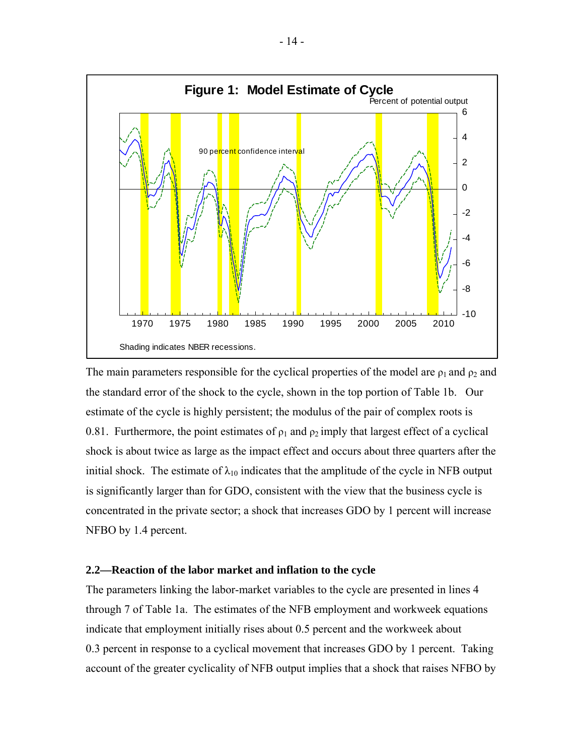**Figure 1: Model Estimate of Cycle**

Percent of potential output

90 percent confidence interval

Shading indicates NBER recessions.

The main parameters responsible for the cyclical properties of the model are $\rho_1$ and $\rho_2$ and the standard error of the shock to the cycle, shown in the top portion of Table 1b. Our estimate of the cycle is highly persistent; the modulus of the pair of complex roots is 0.81. Furthermore, the point estimates of $\rho_1$ and $\rho_2$ imply that largest effect of a cyclical shock is about twice as large as the impact effect and occurs about three quarters after the initial shock. The estimate of $\lambda_{10}$ indicates that the amplitude of the cycle in NFB output is significantly larger than for GDO, consistent with the view that the business cycle is concentrated in the private sector; a shock that increases GDO by 1 percent will increase NFBO by 1.4 percent.

### 2.2—Reaction of the labor market and inflation to the cycle

The parameters linking the labor-market variables to the cycle are presented in lines 4 through 7 of Table 1a. The estimates of the NFB employment and workweek equations indicate that employment initially rises about 0.5 percent and the workweek about 0.3 percent in response to a cyclical movement that increases GDO by 1 percent. Taking account of the greater cyclicality of NFB output implies that a shock that raises NFBO by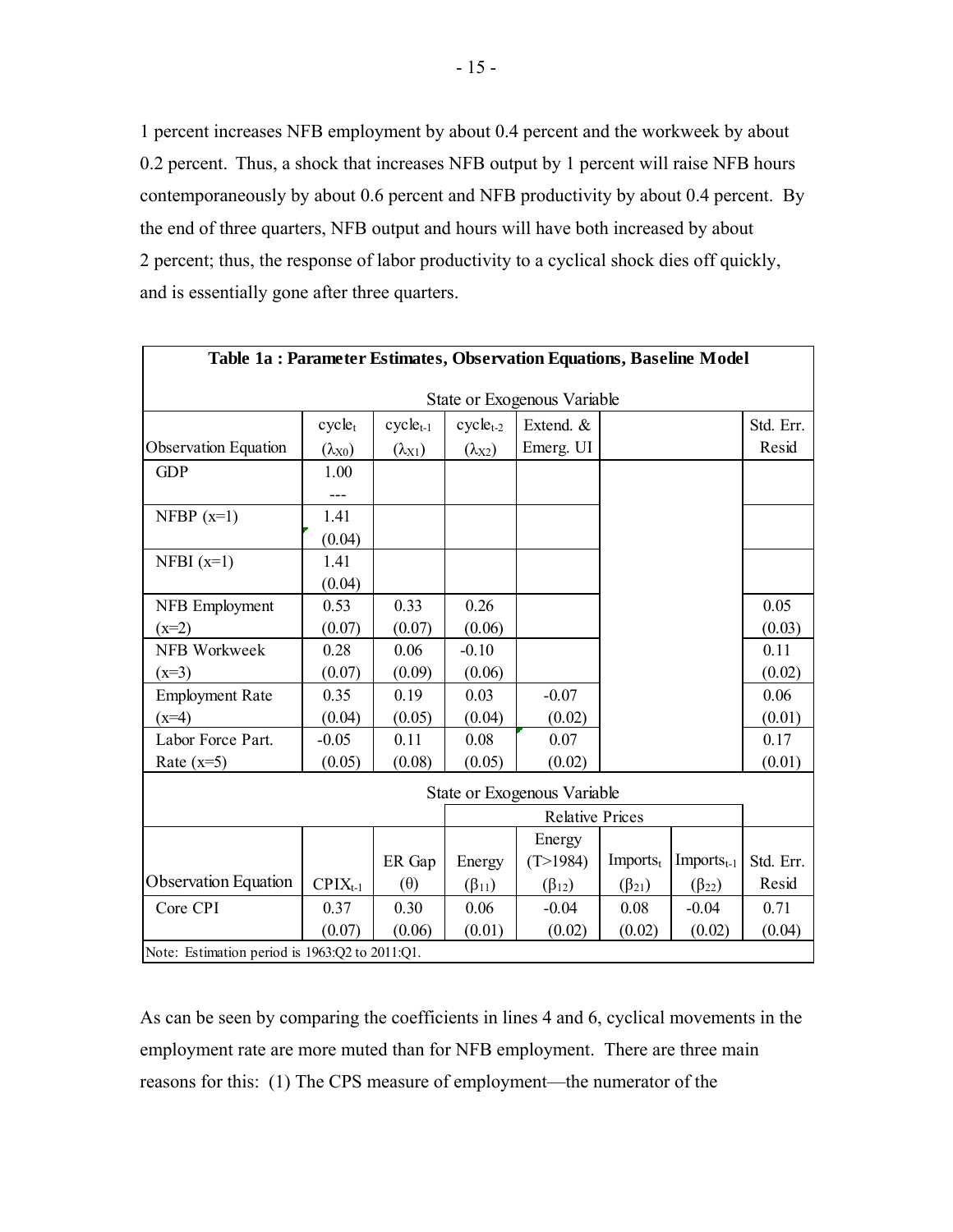1 percent increases NFB employment by about 0.4 percent and the workweek by about 0.2 percent. Thus, a shock that increases NFB output by 1 percent will raise NFB hours contemporaneously by about 0.6 percent and NFB productivity by about 0.4 percent. By the end of three quarters, NFB output and hours will have both increased by about 2 percent; thus, the response of labor productivity to a cyclical shock dies off quickly, and is essentially gone after three quarters.

**Table 1a : Parameter Estimates, Observation Equations, Baseline Model**

| | State or Exogenous Variable | | | | | | |
|---|---|---|---|---|---|---|---|
| Observation Equation | $cycle_t$ ($\lambda_{X0}$) | $cycle_{t-1}$ ($\lambda_{X1}$) | $cycle_{t-2}$ ($\lambda_{X2}$) | Extend. & Emerg. UI | | | Std. Err. Resid |
| GDP | 1.00<br>--- | | | | | | |
| NFBP (x=1) | 1.41<br>(0.04) | | | | | | |
| NFBI (x=1) | 1.41<br>(0.04) | | | | | | |
| NFB Employment (x=2) | 0.53<br>(0.07) | 0.33<br>(0.07) | 0.26<br>(0.06) | | | | 0.05<br>(0.03) |
| NFB Workweek (x=3) | 0.28<br>(0.07) | 0.06<br>(0.09) | -0.10<br>(0.06) | | | | 0.11<br>(0.02) |
| Employment Rate (x=4) | 0.35<br>(0.04) | 0.19<br>(0.05) | 0.03<br>(0.04) | -0.07<br>(0.02) | | | 0.06<br>(0.01) |
| Labor Force Part. Rate (x=5) | -0.05<br>(0.05) | 0.11<br>(0.08) | 0.08<br>(0.05) | 0.07<br>(0.02) | | | 0.17<br>(0.01) |
| | State or Exogenous Variable | | | | | | |
| | | | Relative Prices | | | | |
| Observation Equation | $CPIX_{t-1}$ | ER Gap ($\theta$) | Energy ($\beta_{11}$) | Energy (T>1984) ($\beta_{12}$) | $Imports_t$ ($\beta_{21}$) | $Imports_{t-1}$ ($\beta_{22}$) | Std. Err. Resid |
| Core CPI | 0.37<br>(0.07) | 0.30<br>(0.06) | 0.06<br>(0.01) | -0.04<br>(0.02) | 0.08<br>(0.02) | -0.04<br>(0.02) | 0.71<br>(0.04) |

Note: Estimation period is 1963:Q2 to 2011:Q1.

As can be seen by comparing the coefficients in lines 4 and 6, cyclical movements in the employment rate are more muted than for NFB employment. There are three main reasons for this: (1) The CPS measure of employment—the numerator of the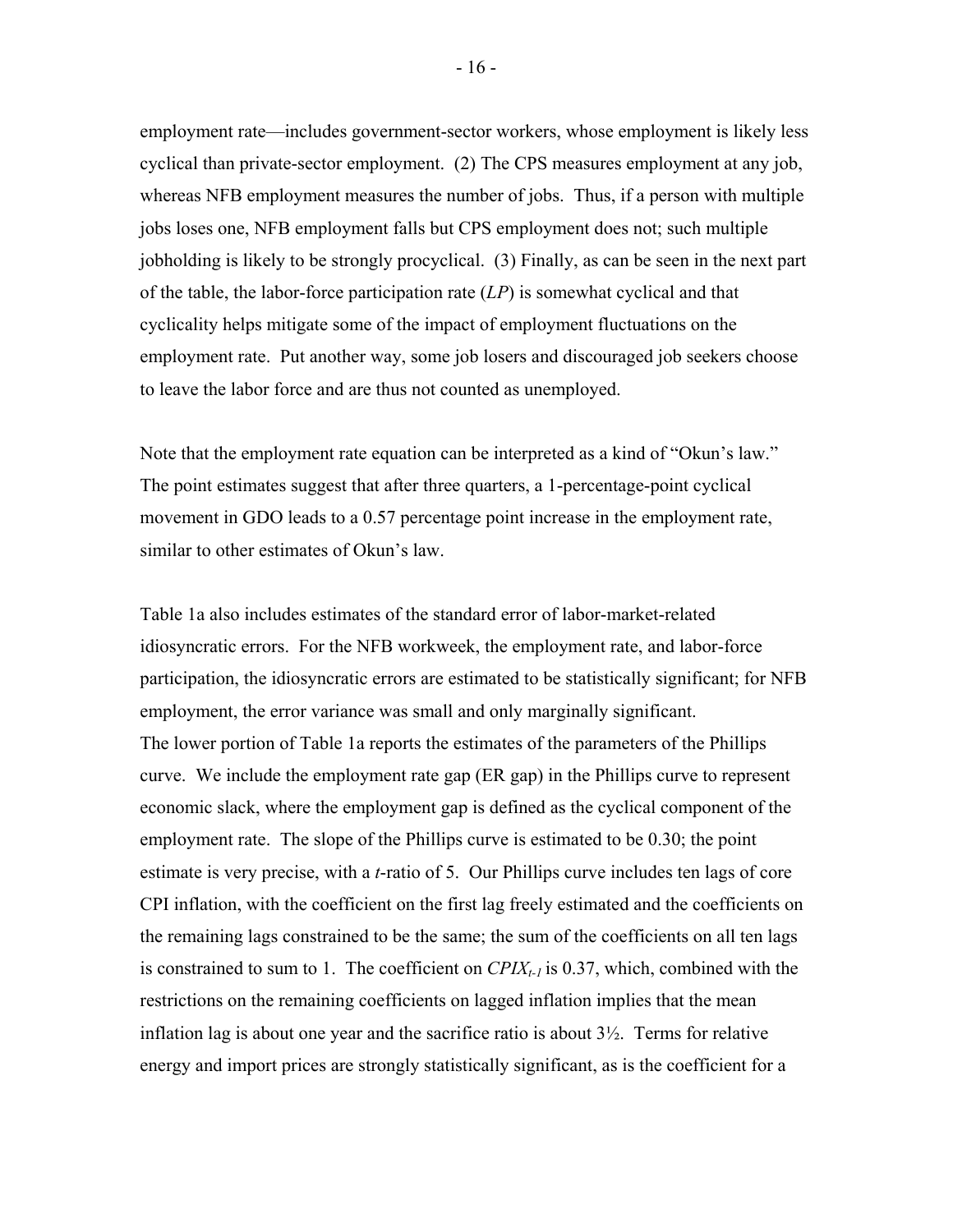employment rate—includes government-sector workers, whose employment is likely less cyclical than private-sector employment. (2) The CPS measures employment at any job, whereas NFB employment measures the number of jobs. Thus, if a person with multiple jobs loses one, NFB employment falls but CPS employment does not; such multiple jobholding is likely to be strongly procyclical. (3) Finally, as can be seen in the next part of the table, the labor-force participation rate (*LP*) is somewhat cyclical and that cyclicality helps mitigate some of the impact of employment fluctuations on the employment rate. Put another way, some job losers and discouraged job seekers choose to leave the labor force and are thus not counted as unemployed.

Note that the employment rate equation can be interpreted as a kind of "Okun's law." The point estimates suggest that after three quarters, a 1-percentage-point cyclical movement in GDO leads to a 0.57 percentage point increase in the employment rate, similar to other estimates of Okun's law.

Table 1a also includes estimates of the standard error of labor-market-related idiosyncratic errors. For the NFB workweek, the employment rate, and labor-force participation, the idiosyncratic errors are estimated to be statistically significant; for NFB employment, the error variance was small and only marginally significant.
The lower portion of Table 1a reports the estimates of the parameters of the Phillips curve. We include the employment rate gap (ER gap) in the Phillips curve to represent economic slack, where the employment gap is defined as the cyclical component of the employment rate. The slope of the Phillips curve is estimated to be 0.30; the point estimate is very precise, with a *t*-ratio of 5. Our Phillips curve includes ten lags of core CPI inflation, with the coefficient on the first lag freely estimated and the coefficients on the remaining lags constrained to be the same; the sum of the coefficients on all ten lags is constrained to sum to 1. The coefficient on $CPIX_{t-1}$ is 0.37, which, combined with the restrictions on the remaining coefficients on lagged inflation implies that the mean inflation lag is about one year and the sacrifice ratio is about 3½. Terms for relative energy and import prices are strongly statistically significant, as is the coefficient for a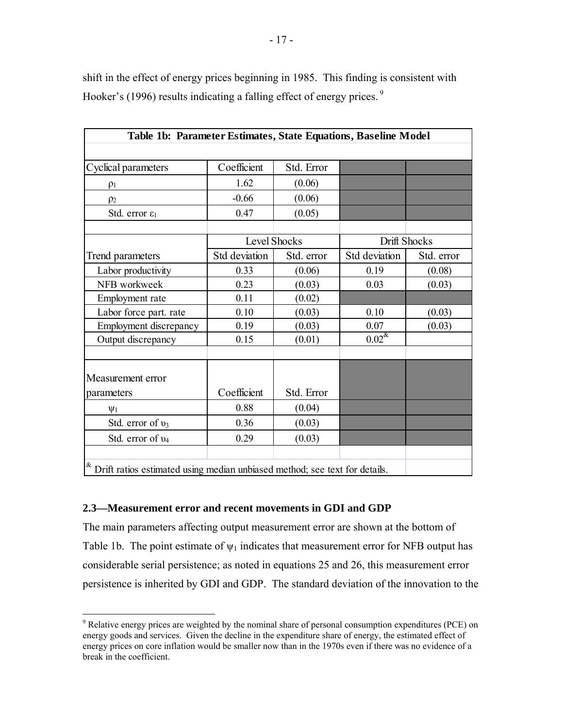shift in the effect of energy prices beginning in 1985. This finding is consistent with Hooker's (1996) results indicating a falling effect of energy prices.[9]

**Table 1b: Parameter Estimates, State Equations, Baseline Model**

| Cyclical parameters | Coefficient | Std. Error | | |
|---|---|---|---|---|
| $\rho_1$ | 1.62 | (0.06) | | |
| $\rho_2$ | -0.66 | (0.06) | | |
| Std. error $\varepsilon_1$ | 0.47 | (0.05) | | |
| | | | | |
| | Level Shocks | | Drift Shocks | |
| Trend parameters | Std deviation | Std. error | Std deviation | Std. error |
| Labor productivity | 0.33 | (0.06) | 0.19 | (0.08) |
| NFB workweek | 0.23 | (0.03) | 0.03 | (0.03) |
| Employment rate | 0.11 | (0.02) | | |
| Labor force part. rate | 0.10 | (0.03) | 0.10 | (0.03) |
| Employment discrepancy | 0.19 | (0.03) | 0.07 | (0.03) |
| Output discrepancy | 0.15 | (0.01) | 0.02[&] | |
| | | | | |
| Measurement error parameters | Coefficient | Std. Error | | |
| $\psi_1$ | 0.88 | (0.04) | | |
| Std. error of $\upsilon_3$ | 0.36 | (0.03) | | |
| Std. error of $\upsilon_4$ | 0.29 | (0.03) | | |

[&] Drift ratios estimated using median unbiased method; see text for details.

### 2.3—Measurement error and recent movements in GDI and GDP

The main parameters affecting output measurement error are shown at the bottom of Table 1b. The point estimate of $\psi_1$ indicates that measurement error for NFB output has considerable serial persistence; as noted in equations 25 and 26, this measurement error persistence is inherited by GDI and GDP. The standard deviation of the innovation to the

[9] Relative energy prices are weighted by the nominal share of personal consumption expenditures (PCE) on energy goods and services. Given the decline in the expenditure share of energy, the estimated effect of energy prices on core inflation would be smaller now than in the 1970s even if there was no evidence of a break in the coefficient.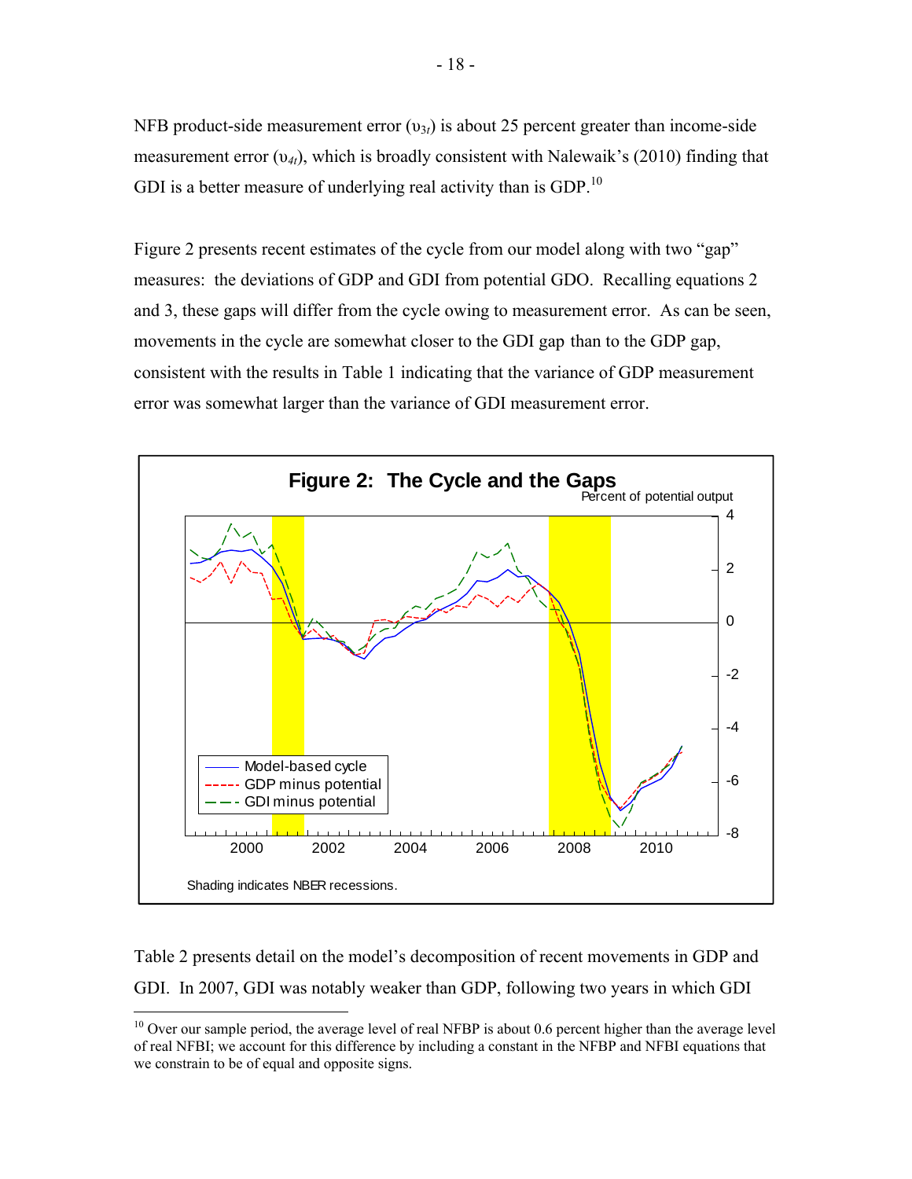NFB product-side measurement error ($\upsilon_{3t}$) is about 25 percent greater than income-side measurement error ($\upsilon_{4t}$), which is broadly consistent with Nalewaik's (2010) finding that GDI is a better measure of underlying real activity than is GDP.[10]

Figure 2 presents recent estimates of the cycle from our model along with two "gap" measures: the deviations of GDP and GDI from potential GDO. Recalling equations 2 and 3, these gaps will differ from the cycle owing to measurement error. As can be seen, movements in the cycle are somewhat closer to the GDI gap than to the GDP gap, consistent with the results in Table 1 indicating that the variance of GDP measurement error was somewhat larger than the variance of GDI measurement error.

**Figure 2: The Cycle and the Gaps**

Percent of potential output

Model-based cycle
GDP minus potential
GDI minus potential

Shading indicates NBER recessions.

Table 2 presents detail on the model's decomposition of recent movements in GDP and GDI. In 2007, GDI was notably weaker than GDP, following two years in which GDI

[10] Over our sample period, the average level of real NFBP is about 0.6 percent higher than the average level of real NFBI; we account for this difference by including a constant in the NFBP and NFBI equations that we constrain to be of equal and opposite signs.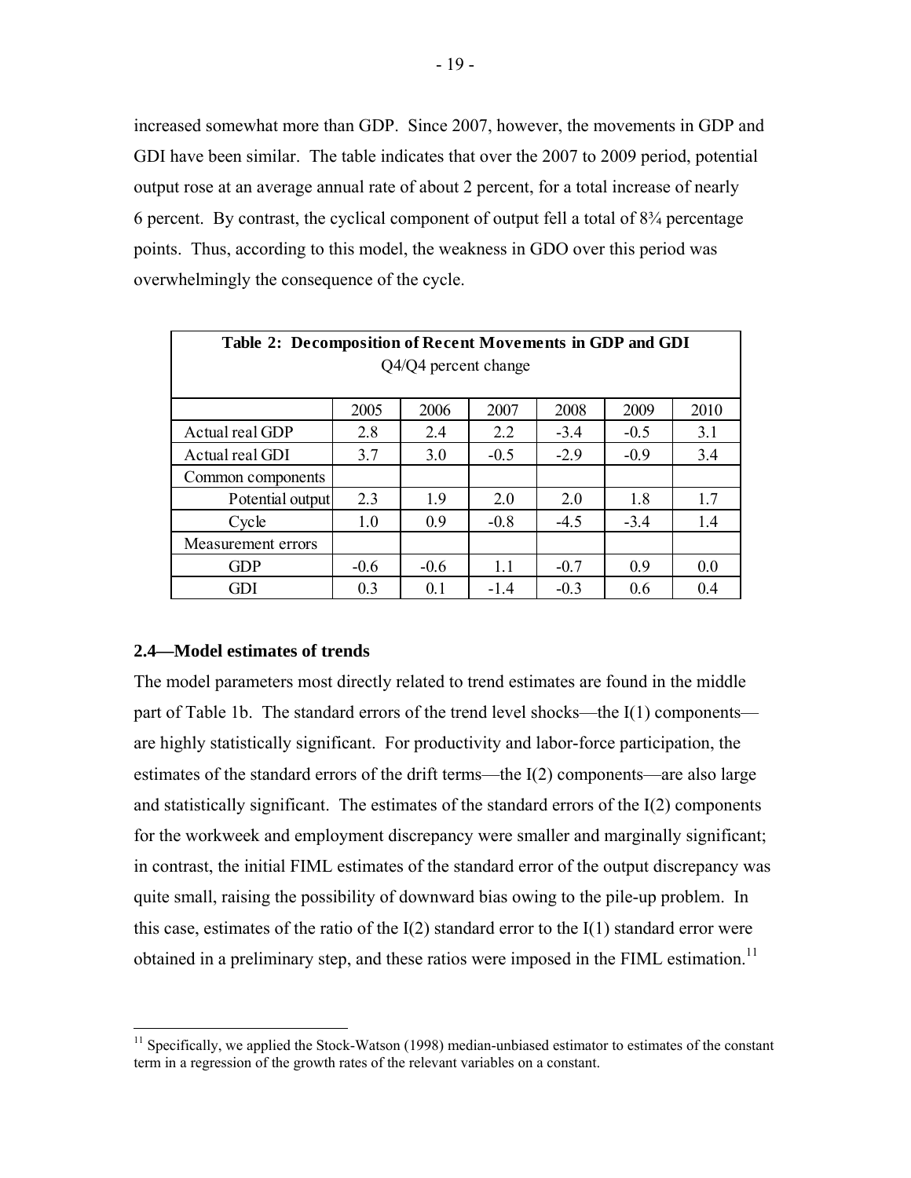increased somewhat more than GDP. Since 2007, however, the movements in GDP and GDI have been similar. The table indicates that over the 2007 to 2009 period, potential output rose at an average annual rate of about 2 percent, for a total increase of nearly 6 percent. By contrast, the cyclical component of output fell a total of 8¾ percentage points. Thus, according to this model, the weakness in GDO over this period was overwhelmingly the consequence of the cycle.

**Table 2: Decomposition of Recent Movements in GDP and GDI**
Q4/Q4 percent change

| | 2005 | 2006 | 2007 | 2008 | 2009 | 2010 |
|---|---|---|---|---|---|---|
| Actual real GDP | 2.8 | 2.4 | 2.2 | -3.4 | -0.5 | 3.1 |
| Actual real GDI | 3.7 | 3.0 | -0.5 | -2.9 | -0.9 | 3.4 |
| Common components | | | | | | |
| Potential output | 2.3 | 1.9 | 2.0 | 2.0 | 1.8 | 1.7 |
| Cycle | 1.0 | 0.9 | -0.8 | -4.5 | -3.4 | 1.4 |
| Measurement errors | | | | | | |
| GDP | -0.6 | -0.6 | 1.1 | -0.7 | 0.9 | 0.0 |
| GDI | 0.3 | 0.1 | -1.4 | -0.3 | 0.6 | 0.4 |

### 2.4—Model estimates of trends

The model parameters most directly related to trend estimates are found in the middle part of Table 1b. The standard errors of the trend level shocks—the I(1) components—are highly statistically significant. For productivity and labor-force participation, the estimates of the standard errors of the drift terms—the I(2) components—are also large and statistically significant. The estimates of the standard errors of the I(2) components for the workweek and employment discrepancy were smaller and marginally significant; in contrast, the initial FIML estimates of the standard error of the output discrepancy was quite small, raising the possibility of downward bias owing to the pile-up problem. In this case, estimates of the ratio of the I(2) standard error to the I(1) standard error were obtained in a preliminary step, and these ratios were imposed in the FIML estimation.[11]

[11] Specifically, we applied the Stock-Watson (1998) median-unbiased estimator to estimates of the constant term in a regression of the growth rates of the relevant variables on a constant.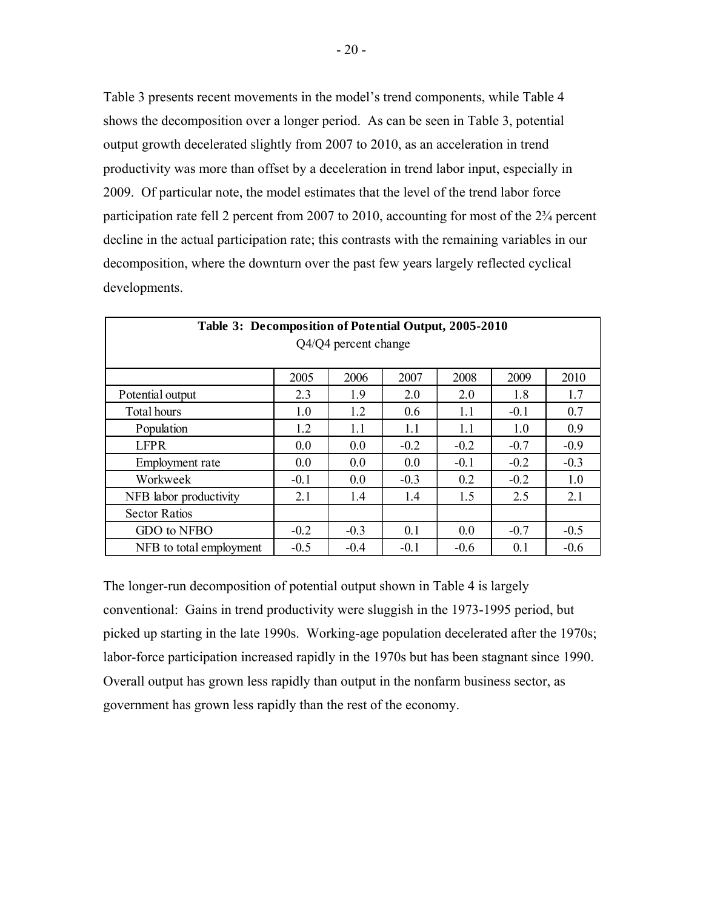Table 3 presents recent movements in the model's trend components, while Table 4 shows the decomposition over a longer period. As can be seen in Table 3, potential output growth decelerated slightly from 2007 to 2010, as an acceleration in trend productivity was more than offset by a deceleration in trend labor input, especially in 2009. Of particular note, the model estimates that the level of the trend labor force participation rate fell 2 percent from 2007 to 2010, accounting for most of the 2¾ percent decline in the actual participation rate; this contrasts with the remaining variables in our decomposition, where the downturn over the past few years largely reflected cyclical developments.

**Table 3: Decomposition of Potential Output, 2005-2010**
Q4/Q4 percent change

| | 2005 | 2006 | 2007 | 2008 | 2009 | 2010 |
|---|---|---|---|---|---|---|
| Potential output | 2.3 | 1.9 | 2.0 | 2.0 | 1.8 | 1.7 |
| Total hours | 1.0 | 1.2 | 0.6 | 1.1 | -0.1 | 0.7 |
| Population | 1.2 | 1.1 | 1.1 | 1.1 | 1.0 | 0.9 |
| LFPR | 0.0 | 0.0 | -0.2 | -0.2 | -0.7 | -0.9 |
| Employment rate | 0.0 | 0.0 | 0.0 | -0.1 | -0.2 | -0.3 |
| Workweek | -0.1 | 0.0 | -0.3 | 0.2 | -0.2 | 1.0 |
| NFB labor productivity | 2.1 | 1.4 | 1.4 | 1.5 | 2.5 | 2.1 |
| Sector Ratios | | | | | | |
| GDO to NFBO | -0.2 | -0.3 | 0.1 | 0.0 | -0.7 | -0.5 |
| NFB to total employment | -0.5 | -0.4 | -0.1 | -0.6 | 0.1 | -0.6 |

The longer-run decomposition of potential output shown in Table 4 is largely conventional: Gains in trend productivity were sluggish in the 1973-1995 period, but picked up starting in the late 1990s. Working-age population decelerated after the 1970s; labor-force participation increased rapidly in the 1970s but has been stagnant since 1990. Overall output has grown less rapidly than output in the nonfarm business sector, as government has grown less rapidly than the rest of the economy.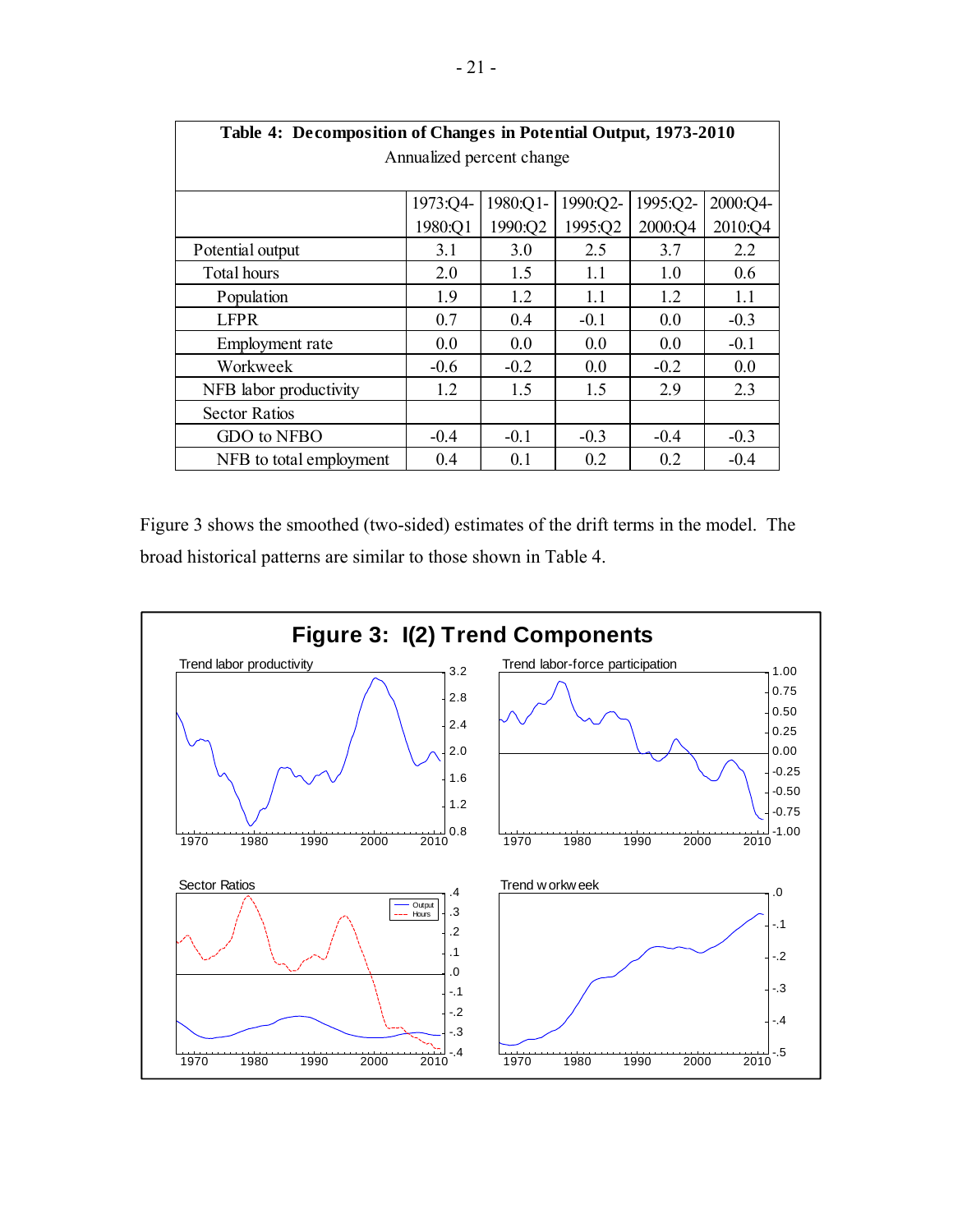**Table 4: Decomposition of Changes in Potential Output, 1973-2010**
Annualized percent change

| | 1973:Q4-1980:Q1 | 1980:Q1-1990:Q2 | 1990:Q2-1995:Q2 | 1995:Q2-2000:Q4 | 2000:Q4-2010:Q4 |
|---|---|---|---|---|---|
| Potential output | 3.1 | 3.0 | 2.5 | 3.7 | 2.2 |
| Total hours | 2.0 | 1.5 | 1.1 | 1.0 | 0.6 |
| Population | 1.9 | 1.2 | 1.1 | 1.2 | 1.1 |
| LFPR | 0.7 | 0.4 | -0.1 | 0.0 | -0.3 |
| Employment rate | 0.0 | 0.0 | 0.0 | 0.0 | -0.1 |
| Workweek | -0.6 | -0.2 | 0.0 | -0.2 | 0.0 |
| NFB labor productivity | 1.2 | 1.5 | 1.5 | 2.9 | 2.3 |
| Sector Ratios | | | | | |
| GDO to NFBO | -0.4 | -0.1 | -0.3 | -0.4 | -0.3 |
| NFB to total employment | 0.4 | 0.1 | 0.2 | 0.2 | -0.4 |

Figure 3 shows the smoothed (two-sided) estimates of the drift terms in the model. The broad historical patterns are similar to those shown in Table 4.

**Figure 3: I(2) Trend Components**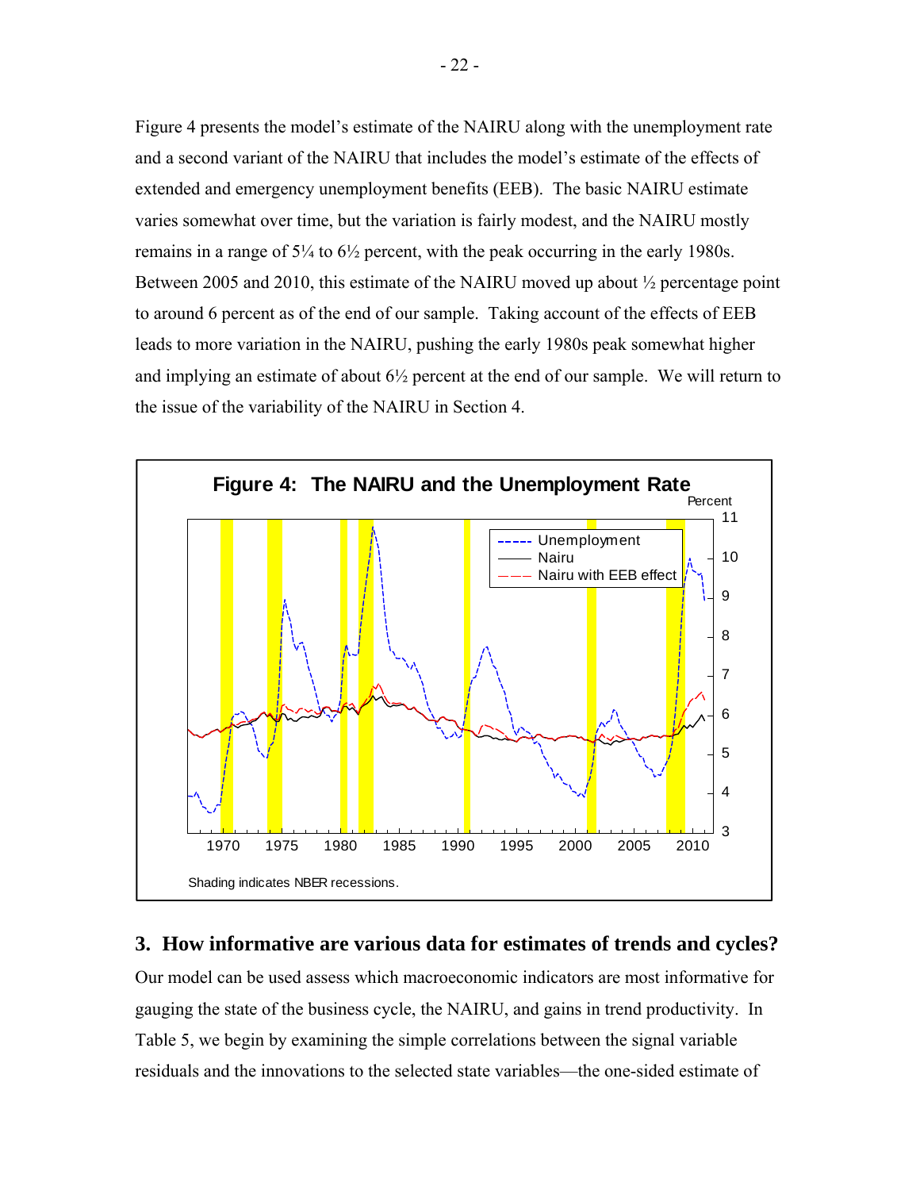Figure 4 presents the model's estimate of the NAIRU along with the unemployment rate and a second variant of the NAIRU that includes the model's estimate of the effects of extended and emergency unemployment benefits (EEB). The basic NAIRU estimate varies somewhat over time, but the variation is fairly modest, and the NAIRU mostly remains in a range of 5¼ to 6½ percent, with the peak occurring in the early 1980s. Between 2005 and 2010, this estimate of the NAIRU moved up about ½ percentage point to around 6 percent as of the end of our sample. Taking account of the effects of EEB leads to more variation in the NAIRU, pushing the early 1980s peak somewhat higher and implying an estimate of about 6½ percent at the end of our sample. We will return to the issue of the variability of the NAIRU in Section 4.

**Figure 4: The NAIRU and the Unemployment Rate**

Shading indicates NBER recessions.

## 3. How informative are various data for estimates of trends and cycles?

Our model can be used assess which macroeconomic indicators are most informative for gauging the state of the business cycle, the NAIRU, and gains in trend productivity. In Table 5, we begin by examining the simple correlations between the signal variable residuals and the innovations to the selected state variables—the one-sided estimate of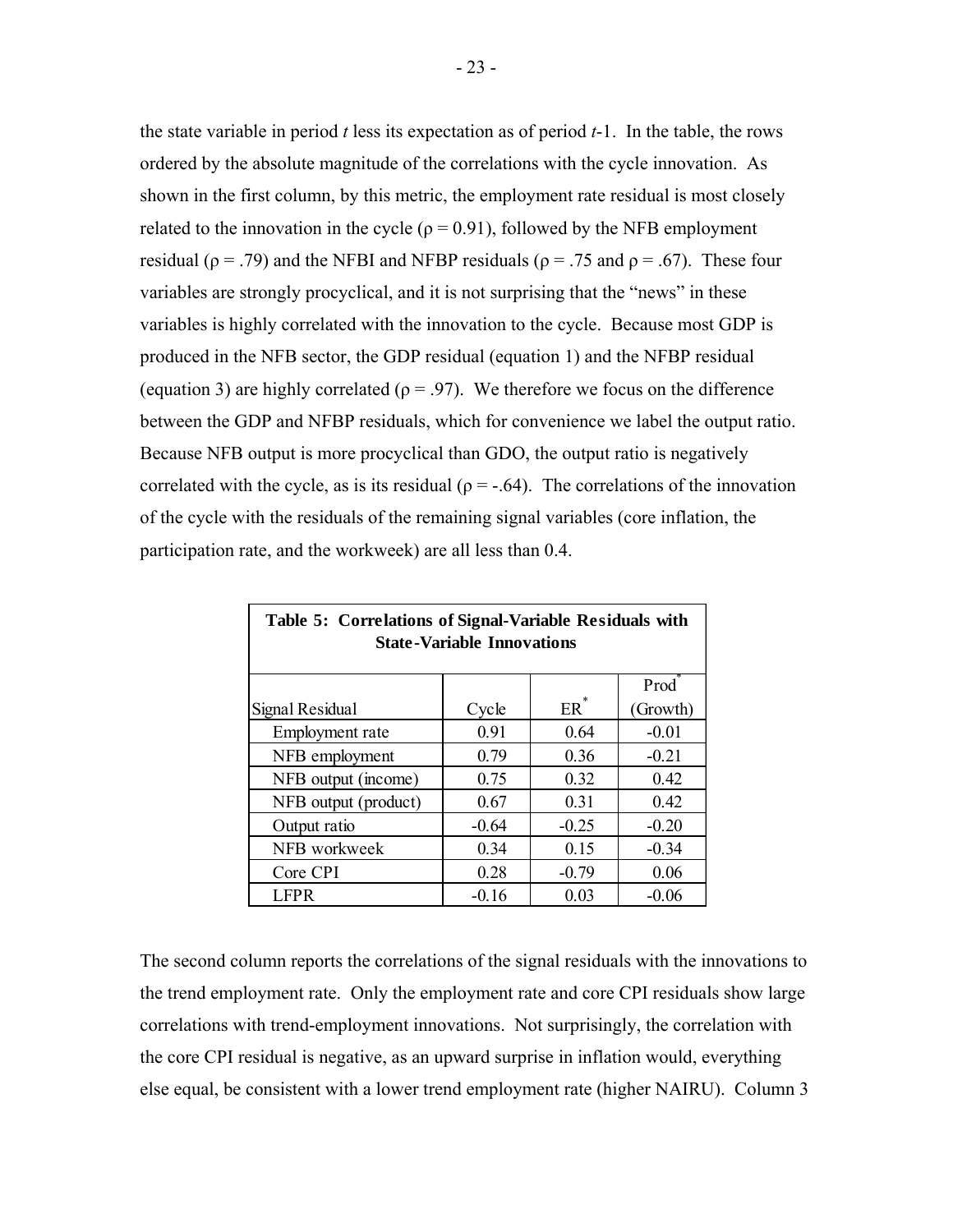the state variable in period *t* less its expectation as of period *t*-1. In the table, the rows ordered by the absolute magnitude of the correlations with the cycle innovation. As shown in the first column, by this metric, the employment rate residual is most closely related to the innovation in the cycle ($\rho = 0.91$), followed by the NFB employment residual ($\rho = .79$) and the NFBI and NFBP residuals ($\rho = .75$ and $\rho = .67$). These four variables are strongly procyclical, and it is not surprising that the "news" in these variables is highly correlated with the innovation to the cycle. Because most GDP is produced in the NFB sector, the GDP residual (equation 1) and the NFBP residual (equation 3) are highly correlated ($\rho = .97$). We therefore we focus on the difference between the GDP and NFBP residuals, which for convenience we label the output ratio. Because NFB output is more procyclical than GDO, the output ratio is negatively correlated with the cycle, as is its residual ($\rho = -.64$). The correlations of the innovation of the cycle with the residuals of the remaining signal variables (core inflation, the participation rate, and the workweek) are all less than 0.4.

**Table 5: Correlations of Signal-Variable Residuals with State-Variable Innovations**

| Signal Residual | Cycle | $ER^*$ | $Prod^*$ (Growth) |
|---|---|---|---|
| Employment rate | 0.91 | 0.64 | -0.01 |
| NFB employment | 0.79 | 0.36 | -0.21 |
| NFB output (income) | 0.75 | 0.32 | 0.42 |
| NFB output (product) | 0.67 | 0.31 | 0.42 |
| Output ratio | -0.64 | -0.25 | -0.20 |
| NFB workweek | 0.34 | 0.15 | -0.34 |
| Core CPI | 0.28 | -0.79 | 0.06 |
| LFPR | -0.16 | 0.03 | -0.06 |

The second column reports the correlations of the signal residuals with the innovations to the trend employment rate. Only the employment rate and core CPI residuals show large correlations with trend-employment innovations. Not surprisingly, the correlation with the core CPI residual is negative, as an upward surprise in inflation would, everything else equal, be consistent with a lower trend employment rate (higher NAIRU). Column 3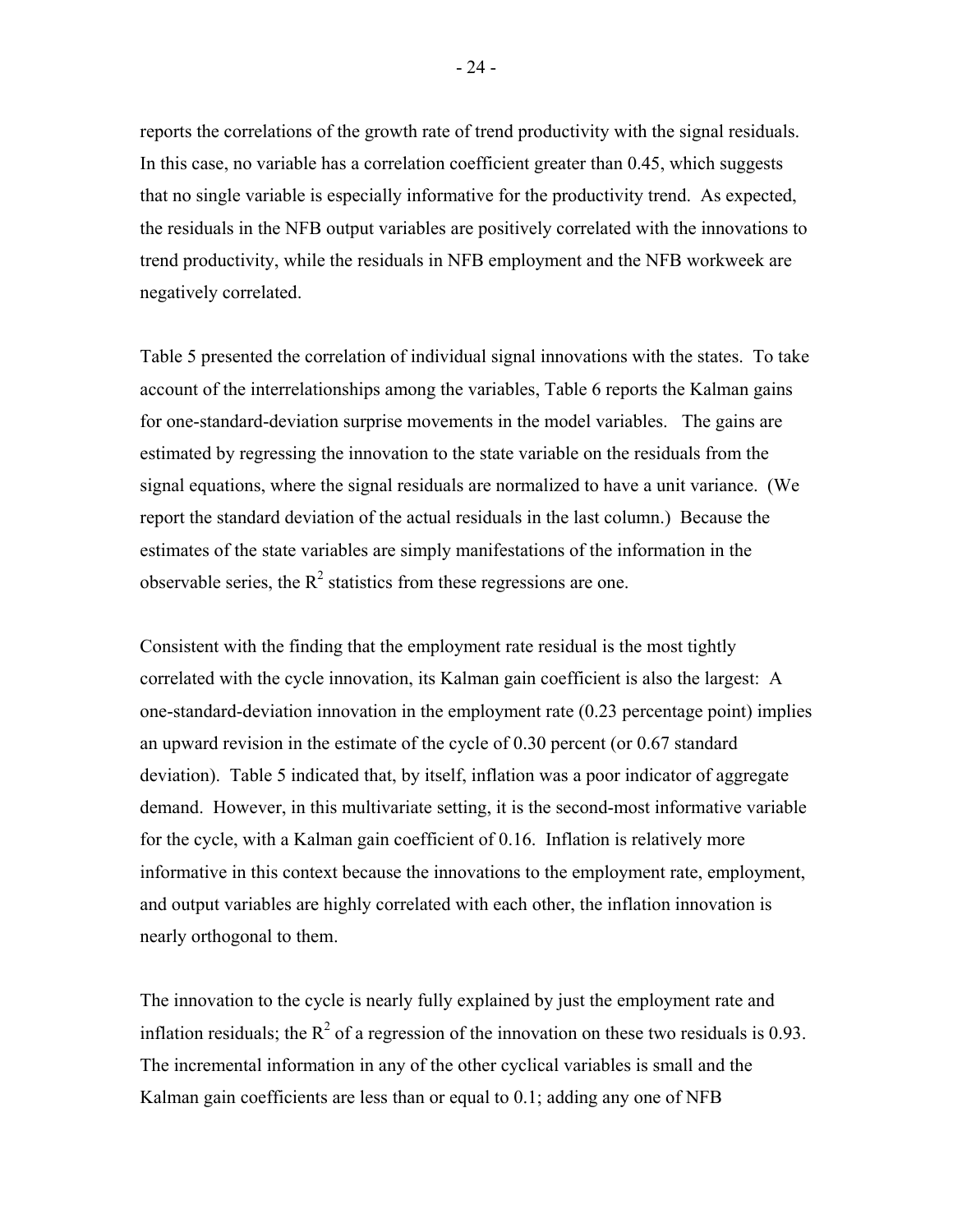reports the correlations of the growth rate of trend productivity with the signal residuals. In this case, no variable has a correlation coefficient greater than 0.45, which suggests that no single variable is especially informative for the productivity trend. As expected, the residuals in the NFB output variables are positively correlated with the innovations to trend productivity, while the residuals in NFB employment and the NFB workweek are negatively correlated.

Table 5 presented the correlation of individual signal innovations with the states. To take account of the interrelationships among the variables, Table 6 reports the Kalman gains for one-standard-deviation surprise movements in the model variables. The gains are estimated by regressing the innovation to the state variable on the residuals from the signal equations, where the signal residuals are normalized to have a unit variance. (We report the standard deviation of the actual residuals in the last column.) Because the estimates of the state variables are simply manifestations of the information in the observable series, the $R^2$ statistics from these regressions are one.

Consistent with the finding that the employment rate residual is the most tightly correlated with the cycle innovation, its Kalman gain coefficient is also the largest: A one-standard-deviation innovation in the employment rate (0.23 percentage point) implies an upward revision in the estimate of the cycle of 0.30 percent (or 0.67 standard deviation). Table 5 indicated that, by itself, inflation was a poor indicator of aggregate demand. However, in this multivariate setting, it is the second-most informative variable for the cycle, with a Kalman gain coefficient of 0.16. Inflation is relatively more informative in this context because the innovations to the employment rate, employment, and output variables are highly correlated with each other, the inflation innovation is nearly orthogonal to them.

The innovation to the cycle is nearly fully explained by just the employment rate and inflation residuals; the $R^2$ of a regression of the innovation on these two residuals is 0.93. The incremental information in any of the other cyclical variables is small and the Kalman gain coefficients are less than or equal to 0.1; adding any one of NFB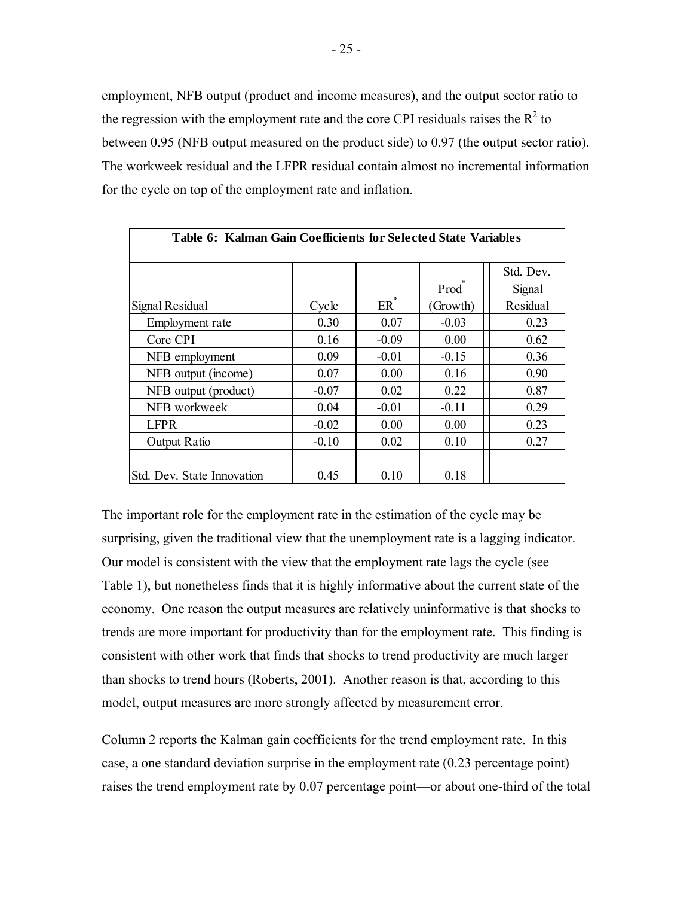employment, NFB output (product and income measures), and the output sector ratio to the regression with the employment rate and the core CPI residuals raises the $R^2$ to between 0.95 (NFB output measured on the product side) to 0.97 (the output sector ratio). The workweek residual and the LFPR residual contain almost no incremental information for the cycle on top of the employment rate and inflation.

**Table 6: Kalman Gain Coefficients for Selected State Variables**

| Signal Residual | Cycle | $ER^*$ | $Prod^*$ (Growth) | Std. Dev. Signal Residual |
|---|---|---|---|---|
| Employment rate | 0.30 | 0.07 | -0.03 | 0.23 |
| Core CPI | 0.16 | -0.09 | 0.00 | 0.62 |
| NFB employment | 0.09 | -0.01 | -0.15 | 0.36 |
| NFB output (income) | 0.07 | 0.00 | 0.16 | 0.90 |
| NFB output (product) | -0.07 | 0.02 | 0.22 | 0.87 |
| NFB workweek | 0.04 | -0.01 | -0.11 | 0.29 |
| LFPR | -0.02 | 0.00 | 0.00 | 0.23 |
| Output Ratio | -0.10 | 0.02 | 0.10 | 0.27 |
| | | | | |
| Std. Dev. State Innovation | 0.45 | 0.10 | 0.18 | |

The important role for the employment rate in the estimation of the cycle may be surprising, given the traditional view that the unemployment rate is a lagging indicator. Our model is consistent with the view that the employment rate lags the cycle (see Table 1), but nonetheless finds that it is highly informative about the current state of the economy. One reason the output measures are relatively uninformative is that shocks to trends are more important for productivity than for the employment rate. This finding is consistent with other work that finds that shocks to trend productivity are much larger than shocks to trend hours (Roberts, 2001). Another reason is that, according to this model, output measures are more strongly affected by measurement error.

Column 2 reports the Kalman gain coefficients for the trend employment rate. In this case, a one standard deviation surprise in the employment rate (0.23 percentage point) raises the trend employment rate by 0.07 percentage point—or about one-third of the total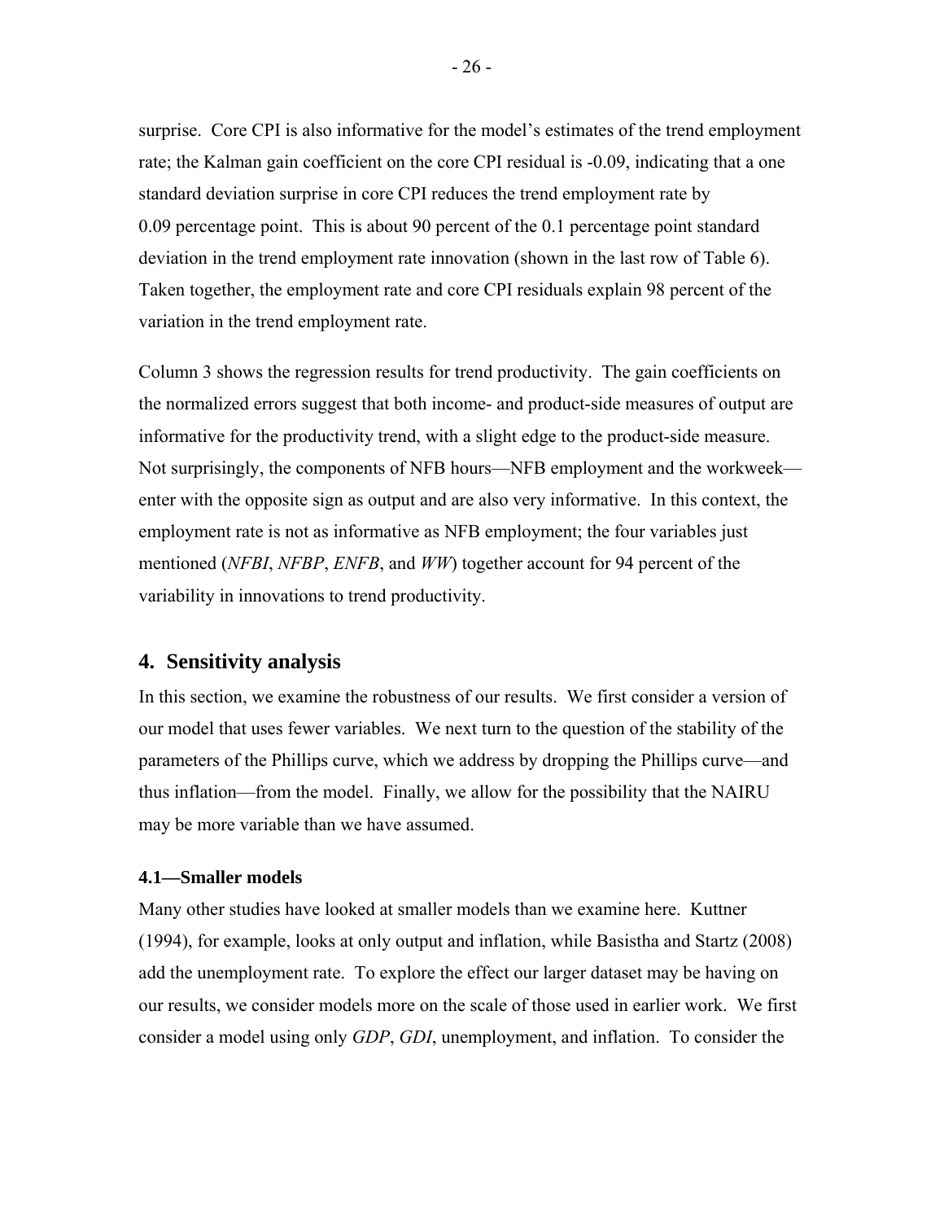surprise. Core CPI is also informative for the model's estimates of the trend employment rate; the Kalman gain coefficient on the core CPI residual is -0.09, indicating that a one standard deviation surprise in core CPI reduces the trend employment rate by 0.09 percentage point. This is about 90 percent of the 0.1 percentage point standard deviation in the trend employment rate innovation (shown in the last row of Table 6). Taken together, the employment rate and core CPI residuals explain 98 percent of the variation in the trend employment rate.

Column 3 shows the regression results for trend productivity. The gain coefficients on the normalized errors suggest that both income- and product-side measures of output are informative for the productivity trend, with a slight edge to the product-side measure. Not surprisingly, the components of NFB hours—NFB employment and the workweek—enter with the opposite sign as output and are also very informative. In this context, the employment rate is not as informative as NFB employment; the four variables just mentioned (*NFBI*, *NFBP*, *ENFB*, and *WW*) together account for 94 percent of the variability in innovations to trend productivity.

## 4. Sensitivity analysis

In this section, we examine the robustness of our results. We first consider a version of our model that uses fewer variables. We next turn to the question of the stability of the parameters of the Phillips curve, which we address by dropping the Phillips curve—and thus inflation—from the model. Finally, we allow for the possibility that the NAIRU may be more variable than we have assumed.

### 4.1—Smaller models

Many other studies have looked at smaller models than we examine here. Kuttner (1994), for example, looks at only output and inflation, while Basistha and Startz (2008) add the unemployment rate. To explore the effect our larger dataset may be having on our results, we consider models more on the scale of those used in earlier work. We first consider a model using only *GDP*, *GDI*, unemployment, and inflation. To consider the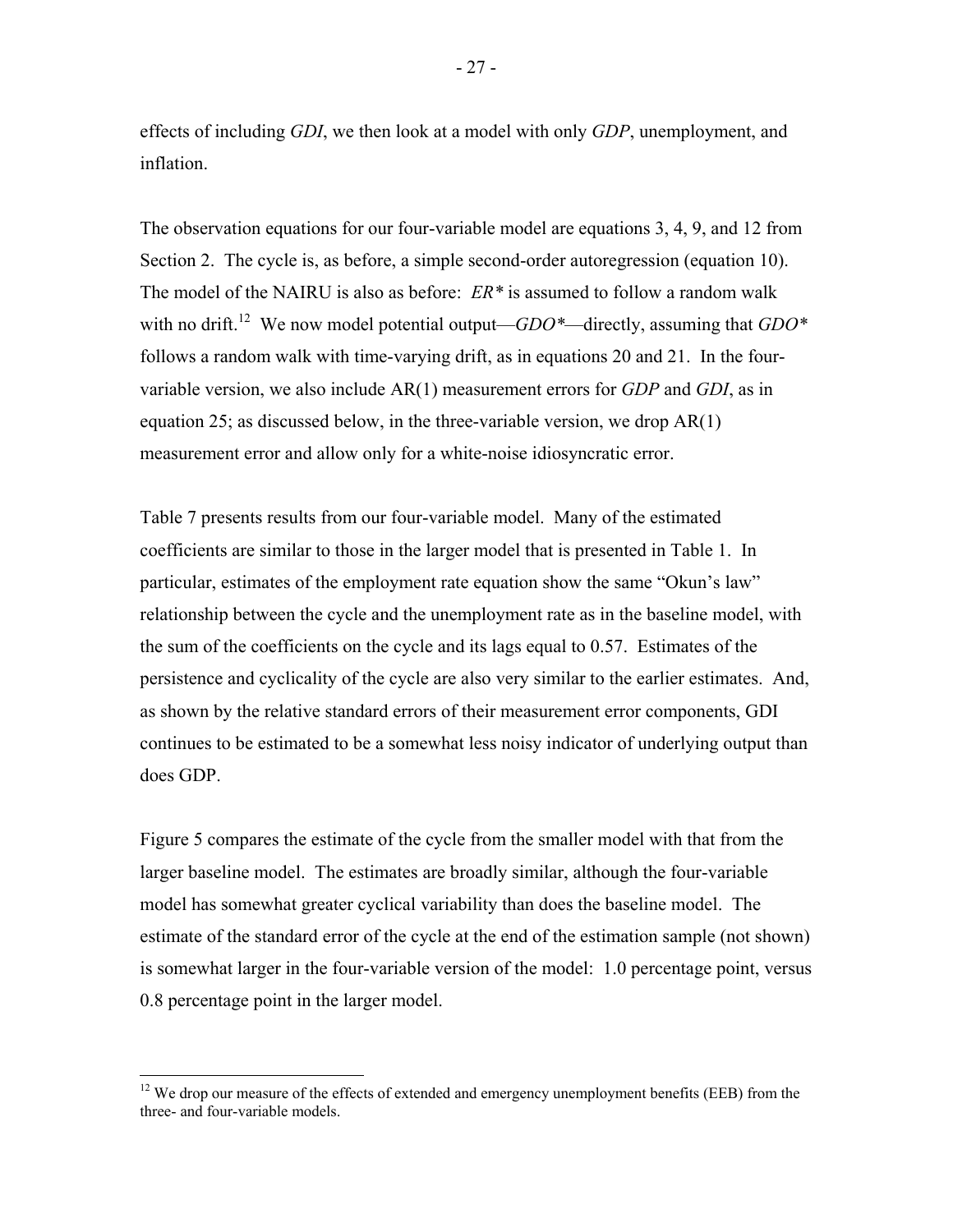effects of including *GDI*, we then look at a model with only *GDP*, unemployment, and inflation.

The observation equations for our four-variable model are equations 3, 4, 9, and 12 from Section 2. The cycle is, as before, a simple second-order autoregression (equation 10). The model of the NAIRU is also as before: *ER\** is assumed to follow a random walk with no drift.[12] We now model potential output—*GDO\**—directly, assuming that *GDO\** follows a random walk with time-varying drift, as in equations 20 and 21. In the four-variable version, we also include AR(1) measurement errors for *GDP* and *GDI*, as in equation 25; as discussed below, in the three-variable version, we drop AR(1) measurement error and allow only for a white-noise idiosyncratic error.

Table 7 presents results from our four-variable model. Many of the estimated coefficients are similar to those in the larger model that is presented in Table 1. In particular, estimates of the employment rate equation show the same "Okun's law" relationship between the cycle and the unemployment rate as in the baseline model, with the sum of the coefficients on the cycle and its lags equal to 0.57. Estimates of the persistence and cyclicality of the cycle are also very similar to the earlier estimates. And, as shown by the relative standard errors of their measurement error components, GDI continues to be estimated to be a somewhat less noisy indicator of underlying output than does GDP.

Figure 5 compares the estimate of the cycle from the smaller model with that from the larger baseline model. The estimates are broadly similar, although the four-variable model has somewhat greater cyclical variability than does the baseline model. The estimate of the standard error of the cycle at the end of the estimation sample (not shown) is somewhat larger in the four-variable version of the model: 1.0 percentage point, versus 0.8 percentage point in the larger model.

[12] We drop our measure of the effects of extended and emergency unemployment benefits (EEB) from the three- and four-variable models.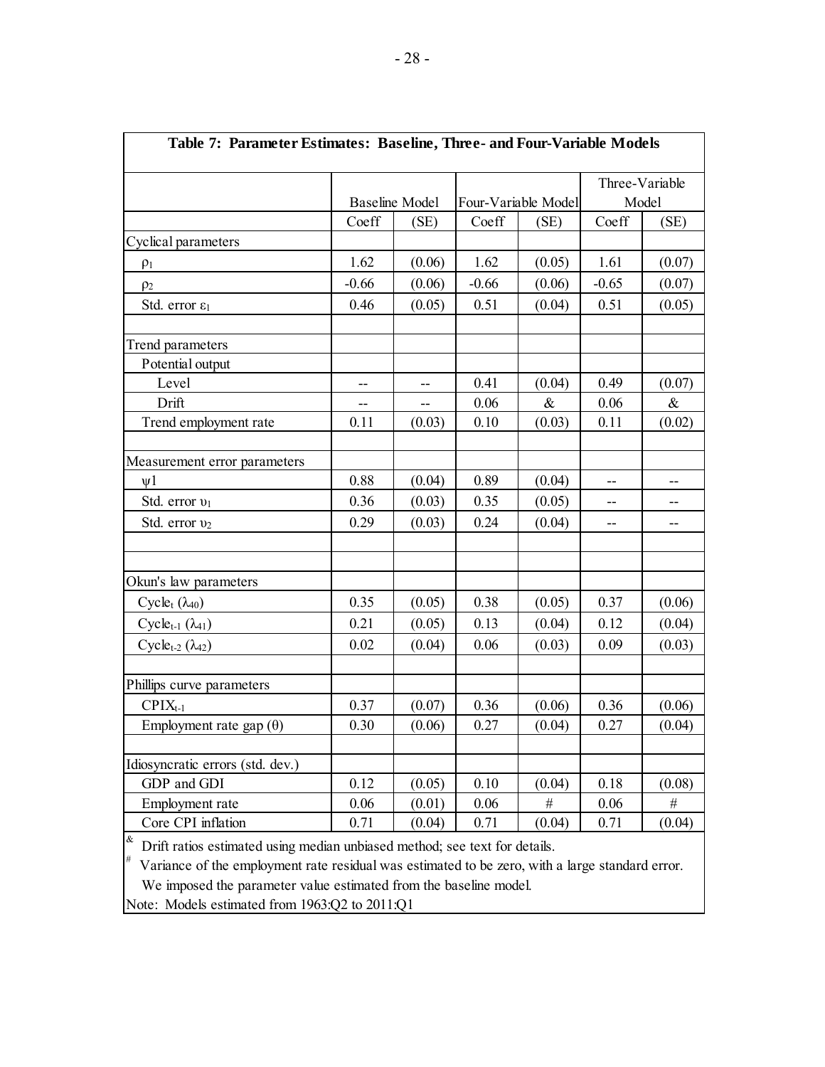**Table 7: Parameter Estimates: Baseline, Three- and Four-Variable Models**

| | Baseline Model | | Four-Variable Model | | Three-Variable Model | |
|---|---|---|---|---|---|---|
| | Coeff | (SE) | Coeff | (SE) | Coeff | (SE) |
| Cyclical parameters | | | | | | |
| $\rho_1$ | 1.62 | (0.06) | 1.62 | (0.05) | 1.61 | (0.07) |
| $\rho_2$ | -0.66 | (0.06) | -0.66 | (0.06) | -0.65 | (0.07) |
| Std. error $\varepsilon_1$ | 0.46 | (0.05) | 0.51 | (0.04) | 0.51 | (0.05) |
| | | | | | | |
| Trend parameters | | | | | | |
| Potential output | | | | | | |
| Level | -- | -- | 0.41 | (0.04) | 0.49 | (0.07) |
| Drift | -- | -- | 0.06 | & | 0.06 | & |
| Trend employment rate | 0.11 | (0.03) | 0.10 | (0.03) | 0.11 | (0.02) |
| | | | | | | |
| Measurement error parameters | | | | | | |
| $\psi 1$ | 0.88 | (0.04) | 0.89 | (0.04) | -- | -- |
| Std. error $\upsilon_1$ | 0.36 | (0.03) | 0.35 | (0.05) | -- | -- |
| Std. error $\upsilon_2$ | 0.29 | (0.03) | 0.24 | (0.04) | -- | -- |
| | | | | | | |
| Okun's law parameters | | | | | | |
| Cycle$_t$ ($\lambda_{40}$) | 0.35 | (0.05) | 0.38 | (0.05) | 0.37 | (0.06) |
| Cycle$_{t-1}$ ($\lambda_{41}$) | 0.21 | (0.05) | 0.13 | (0.04) | 0.12 | (0.04) |
| Cycle$_{t-2}$ ($\lambda_{42}$) | 0.02 | (0.04) | 0.06 | (0.03) | 0.09 | (0.03) |
| | | | | | | |
| Phillips curve parameters | | | | | | |
| CPIX$_{t-1}$ | 0.37 | (0.07) | 0.36 | (0.06) | 0.36 | (0.06) |
| Employment rate gap ($\theta$) | 0.30 | (0.06) | 0.27 | (0.04) | 0.27 | (0.04) |
| | | | | | | |
| Idiosyncratic errors (std. dev.) | | | | | | |
| GDP and GDI | 0.12 | (0.05) | 0.10 | (0.04) | 0.18 | (0.08) |
| Employment rate | 0.06 | (0.01) | 0.06 | # | 0.06 | # |
| Core CPI inflation | 0.71 | (0.04) | 0.71 | (0.04) | 0.71 | (0.04) |

[&] Drift ratios estimated using median unbiased method; see text for details.

[#] Variance of the employment rate residual was estimated to be zero, with a large standard error. We imposed the parameter value estimated from the baseline model.

Note: Models estimated from 1963:Q2 to 2011:Q1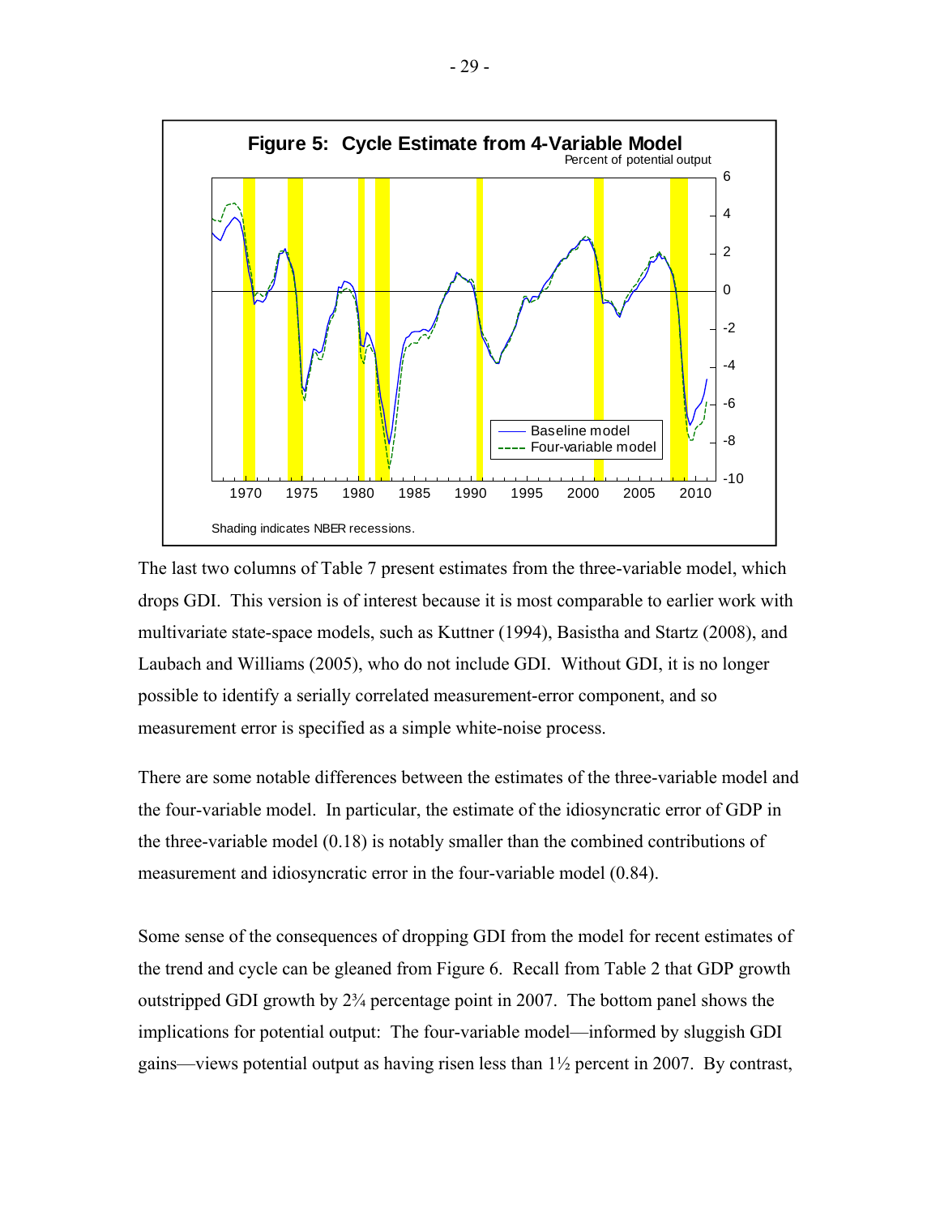**Figure 5: Cycle Estimate from 4-Variable Model**

Percent of potential output

Shading indicates NBER recessions.

The last two columns of Table 7 present estimates from the three-variable model, which drops GDI. This version is of interest because it is most comparable to earlier work with multivariate state-space models, such as Kuttner (1994), Basistha and Startz (2008), and Laubach and Williams (2005), who do not include GDI. Without GDI, it is no longer possible to identify a serially correlated measurement-error component, and so measurement error is specified as a simple white-noise process.

There are some notable differences between the estimates of the three-variable model and the four-variable model. In particular, the estimate of the idiosyncratic error of GDP in the three-variable model (0.18) is notably smaller than the combined contributions of measurement and idiosyncratic error in the four-variable model (0.84).

Some sense of the consequences of dropping GDI from the model for recent estimates of the trend and cycle can be gleaned from Figure 6. Recall from Table 2 that GDP growth outstripped GDI growth by 2¾ percentage point in 2007. The bottom panel shows the implications for potential output: The four-variable model—informed by sluggish GDI gains—views potential output as having risen less than 1½ percent in 2007. By contrast,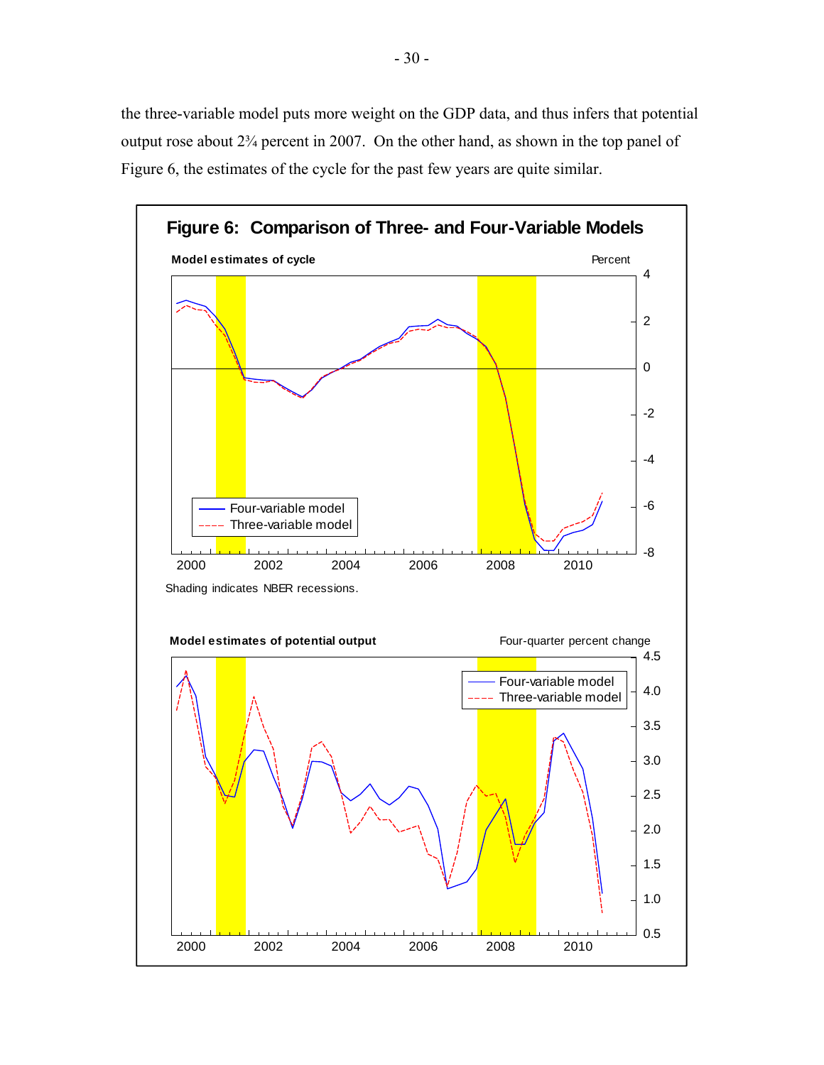the three-variable model puts more weight on the GDP data, and thus infers that potential output rose about 2¾ percent in 2007. On the other hand, as shown in the top panel of Figure 6, the estimates of the cycle for the past few years are quite similar.

**Figure 6: Comparison of Three- and Four-Variable Models**

**Model estimates of cycle** — Percent

Shading indicates NBER recessions.

**Model estimates of potential output** — Four-quarter percent change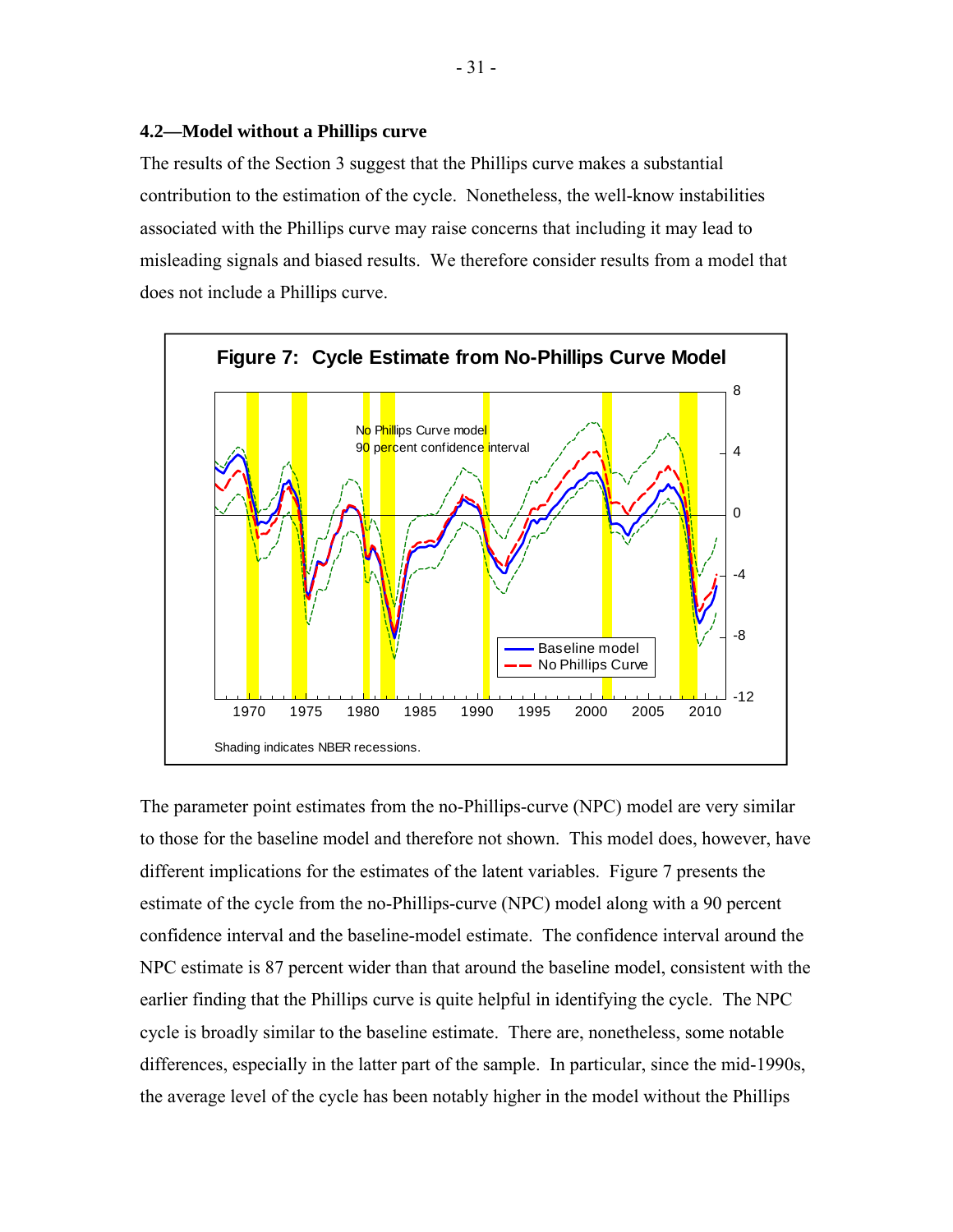### 4.2—Model without a Phillips curve

The results of the Section 3 suggest that the Phillips curve makes a substantial contribution to the estimation of the cycle. Nonetheless, the well-know instabilities associated with the Phillips curve may raise concerns that including it may lead to misleading signals and biased results. We therefore consider results from a model that does not include a Phillips curve.

**Figure 7: Cycle Estimate from No-Phillips Curve Model**

Shading indicates NBER recessions.

The parameter point estimates from the no-Phillips-curve (NPC) model are very similar to those for the baseline model and therefore not shown. This model does, however, have different implications for the estimates of the latent variables. Figure 7 presents the estimate of the cycle from the no-Phillips-curve (NPC) model along with a 90 percent confidence interval and the baseline-model estimate. The confidence interval around the NPC estimate is 87 percent wider than that around the baseline model, consistent with the earlier finding that the Phillips curve is quite helpful in identifying the cycle. The NPC cycle is broadly similar to the baseline estimate. There are, nonetheless, some notable differences, especially in the latter part of the sample. In particular, since the mid-1990s, the average level of the cycle has been notably higher in the model without the Phillips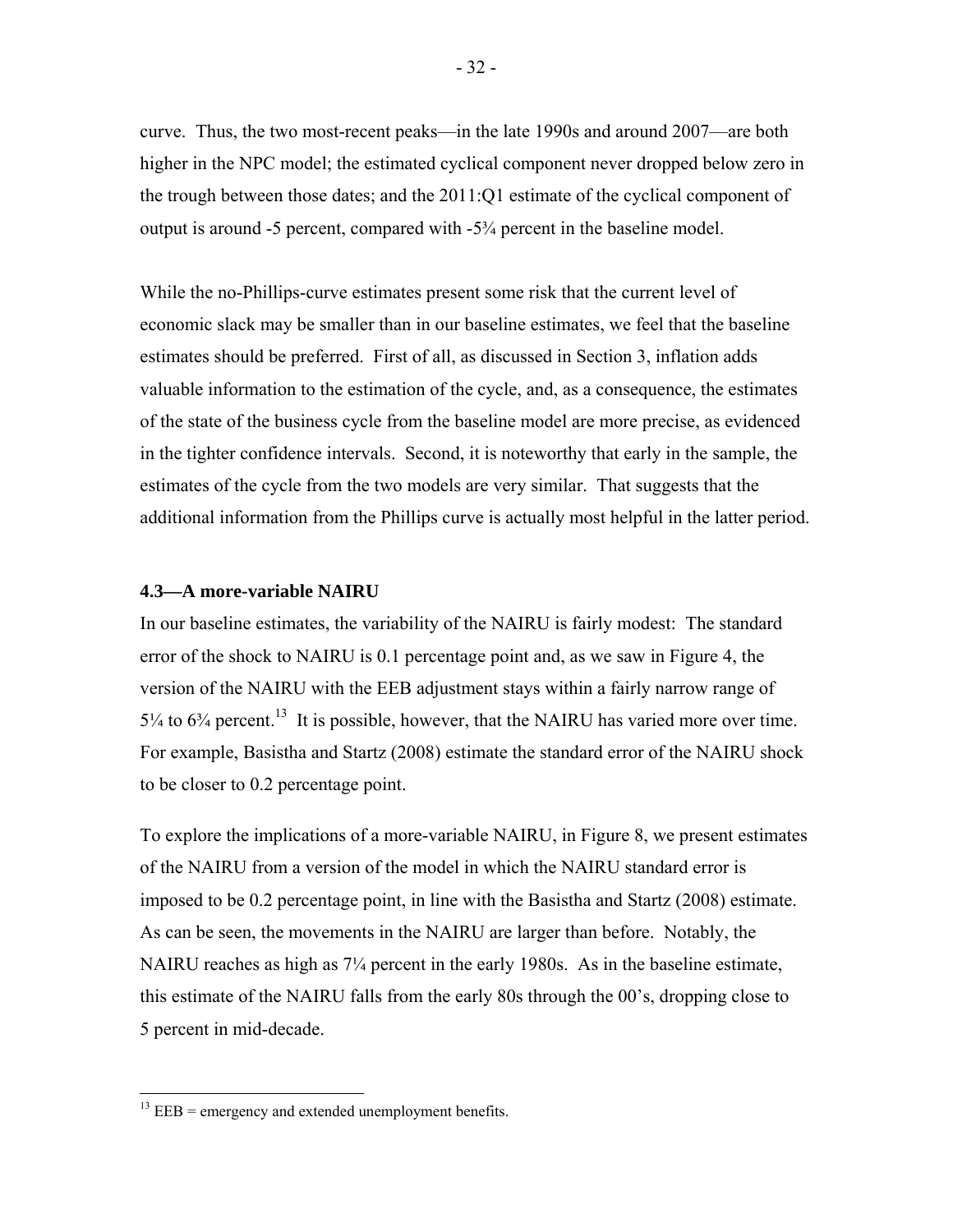curve. Thus, the two most-recent peaks—in the late 1990s and around 2007—are both higher in the NPC model; the estimated cyclical component never dropped below zero in the trough between those dates; and the 2011:Q1 estimate of the cyclical component of output is around -5 percent, compared with -5¾ percent in the baseline model.

While the no-Phillips-curve estimates present some risk that the current level of economic slack may be smaller than in our baseline estimates, we feel that the baseline estimates should be preferred. First of all, as discussed in Section 3, inflation adds valuable information to the estimation of the cycle, and, as a consequence, the estimates of the state of the business cycle from the baseline model are more precise, as evidenced in the tighter confidence intervals. Second, it is noteworthy that early in the sample, the estimates of the cycle from the two models are very similar. That suggests that the additional information from the Phillips curve is actually most helpful in the latter period.

### 4.3—A more-variable NAIRU

In our baseline estimates, the variability of the NAIRU is fairly modest: The standard error of the shock to NAIRU is 0.1 percentage point and, as we saw in Figure 4, the version of the NAIRU with the EEB adjustment stays within a fairly narrow range of 5¼ to 6¾ percent.[13] It is possible, however, that the NAIRU has varied more over time. For example, Basistha and Startz (2008) estimate the standard error of the NAIRU shock to be closer to 0.2 percentage point.

To explore the implications of a more-variable NAIRU, in Figure 8, we present estimates of the NAIRU from a version of the model in which the NAIRU standard error is imposed to be 0.2 percentage point, in line with the Basistha and Startz (2008) estimate. As can be seen, the movements in the NAIRU are larger than before. Notably, the NAIRU reaches as high as 7¼ percent in the early 1980s. As in the baseline estimate, this estimate of the NAIRU falls from the early 80s through the 00's, dropping close to 5 percent in mid-decade.

---

[13] EEB = emergency and extended unemployment benefits.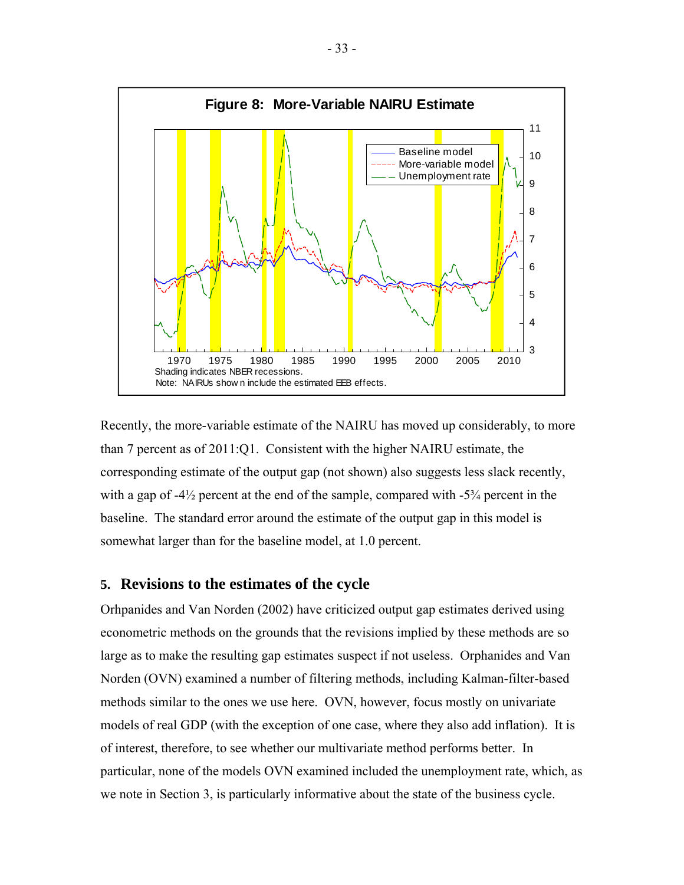**Figure 8: More-Variable NAIRU Estimate**

Shading indicates NBER recessions.
Note: NAIRUs shown include the estimated EEB effects.

Recently, the more-variable estimate of the NAIRU has moved up considerably, to more than 7 percent as of 2011:Q1. Consistent with the higher NAIRU estimate, the corresponding estimate of the output gap (not shown) also suggests less slack recently, with a gap of -4½ percent at the end of the sample, compared with -5¾ percent in the baseline. The standard error around the estimate of the output gap in this model is somewhat larger than for the baseline model, at 1.0 percent.

## 5. Revisions to the estimates of the cycle

Orhpanides and Van Norden (2002) have criticized output gap estimates derived using econometric methods on the grounds that the revisions implied by these methods are so large as to make the resulting gap estimates suspect if not useless. Orphanides and Van Norden (OVN) examined a number of filtering methods, including Kalman-filter-based methods similar to the ones we use here. OVN, however, focus mostly on univariate models of real GDP (with the exception of one case, where they also add inflation). It is of interest, therefore, to see whether our multivariate method performs better. In particular, none of the models OVN examined included the unemployment rate, which, as we note in Section 3, is particularly informative about the state of the business cycle.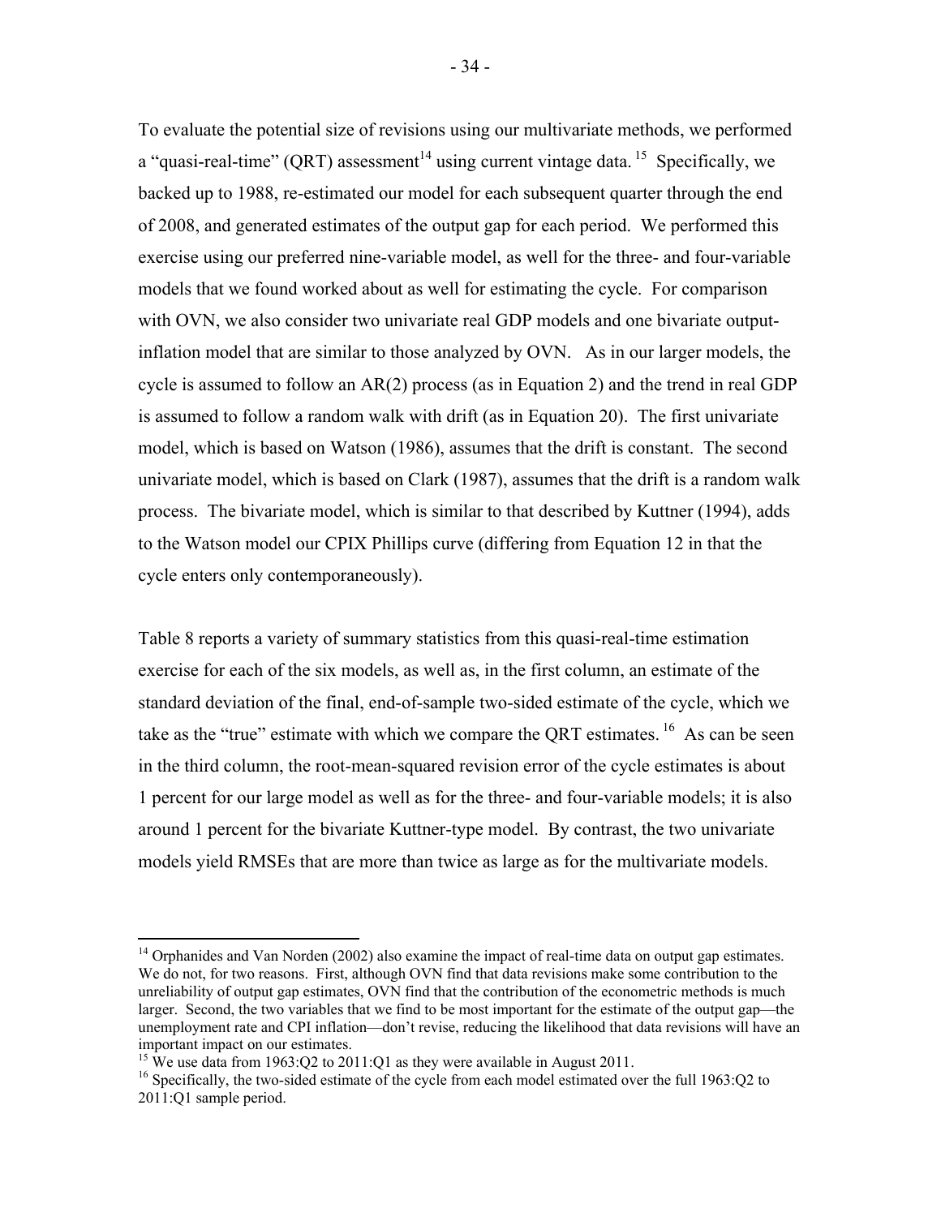To evaluate the potential size of revisions using our multivariate methods, we performed a "quasi-real-time" (QRT) assessment[14] using current vintage data.[15] Specifically, we backed up to 1988, re-estimated our model for each subsequent quarter through the end of 2008, and generated estimates of the output gap for each period. We performed this exercise using our preferred nine-variable model, as well for the three- and four-variable models that we found worked about as well for estimating the cycle. For comparison with OVN, we also consider two univariate real GDP models and one bivariate output-inflation model that are similar to those analyzed by OVN. As in our larger models, the cycle is assumed to follow an AR(2) process (as in Equation 2) and the trend in real GDP is assumed to follow a random walk with drift (as in Equation 20). The first univariate model, which is based on Watson (1986), assumes that the drift is constant. The second univariate model, which is based on Clark (1987), assumes that the drift is a random walk process. The bivariate model, which is similar to that described by Kuttner (1994), adds to the Watson model our CPIX Phillips curve (differing from Equation 12 in that the cycle enters only contemporaneously).

Table 8 reports a variety of summary statistics from this quasi-real-time estimation exercise for each of the six models, as well as, in the first column, an estimate of the standard deviation of the final, end-of-sample two-sided estimate of the cycle, which we take as the "true" estimate with which we compare the QRT estimates.[16] As can be seen in the third column, the root-mean-squared revision error of the cycle estimates is about 1 percent for our large model as well as for the three- and four-variable models; it is also around 1 percent for the bivariate Kuttner-type model. By contrast, the two univariate models yield RMSEs that are more than twice as large as for the multivariate models.

---

[14] Orphanides and Van Norden (2002) also examine the impact of real-time data on output gap estimates. We do not, for two reasons. First, although OVN find that data revisions make some contribution to the unreliability of output gap estimates, OVN find that the contribution of the econometric methods is much larger. Second, the two variables that we find to be most important for the estimate of the output gap—the unemployment rate and CPI inflation—don't revise, reducing the likelihood that data revisions will have an important impact on our estimates.

[15] We use data from 1963:Q2 to 2011:Q1 as they were available in August 2011.

[16] Specifically, the two-sided estimate of the cycle from each model estimated over the full 1963:Q2 to 2011:Q1 sample period.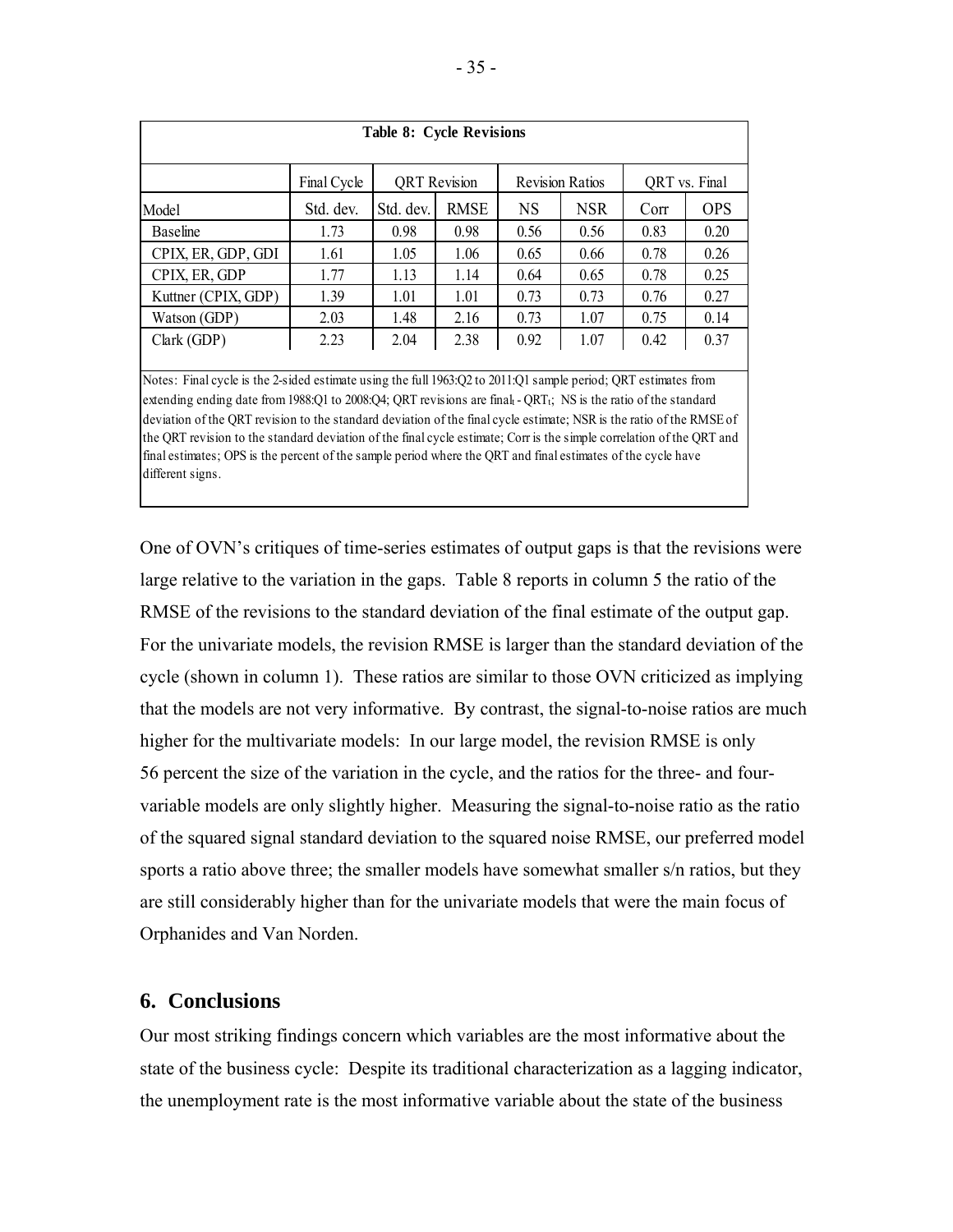**Table 8: Cycle Revisions**

| | Final Cycle | QRT Revision | | Revision Ratios | | QRT vs. Final | |
|---|---|---|---|---|---|---|---|
| Model | Std. dev. | Std. dev. | RMSE | NS | NSR | Corr | OPS |
| Baseline | 1.73 | 0.98 | 0.98 | 0.56 | 0.56 | 0.83 | 0.20 |
| CPIX, ER, GDP, GDI | 1.61 | 1.05 | 1.06 | 0.65 | 0.66 | 0.78 | 0.26 |
| CPIX, ER, GDP | 1.77 | 1.13 | 1.14 | 0.64 | 0.65 | 0.78 | 0.25 |
| Kuttner (CPIX, GDP) | 1.39 | 1.01 | 1.01 | 0.73 | 0.73 | 0.76 | 0.27 |
| Watson (GDP) | 2.03 | 1.48 | 2.16 | 0.73 | 1.07 | 0.75 | 0.14 |
| Clark (GDP) | 2.23 | 2.04 | 2.38 | 0.92 | 1.07 | 0.42 | 0.37 |

Notes: Final cycle is the 2-sided estimate using the full 1963:Q2 to 2011:Q1 sample period; QRT estimates from extending ending date from 1988:Q1 to 2008:Q4; QRT revisions are $\text{final}_t - \text{QRT}_t$; NS is the ratio of the standard deviation of the QRT revision to the standard deviation of the final cycle estimate; NSR is the ratio of the RMSE of the QRT revision to the standard deviation of the final cycle estimate; Corr is the simple correlation of the QRT and final estimates; OPS is the percent of the sample period where the QRT and final estimates of the cycle have different signs.

One of OVN's critiques of time-series estimates of output gaps is that the revisions were large relative to the variation in the gaps. Table 8 reports in column 5 the ratio of the RMSE of the revisions to the standard deviation of the final estimate of the output gap. For the univariate models, the revision RMSE is larger than the standard deviation of the cycle (shown in column 1). These ratios are similar to those OVN criticized as implying that the models are not very informative. By contrast, the signal-to-noise ratios are much higher for the multivariate models: In our large model, the revision RMSE is only 56 percent the size of the variation in the cycle, and the ratios for the three- and four-variable models are only slightly higher. Measuring the signal-to-noise ratio as the ratio of the squared signal standard deviation to the squared noise RMSE, our preferred model sports a ratio above three; the smaller models have somewhat smaller s/n ratios, but they are still considerably higher than for the univariate models that were the main focus of Orphanides and Van Norden.

## 6. Conclusions

Our most striking findings concern which variables are the most informative about the state of the business cycle: Despite its traditional characterization as a lagging indicator, the unemployment rate is the most informative variable about the state of the business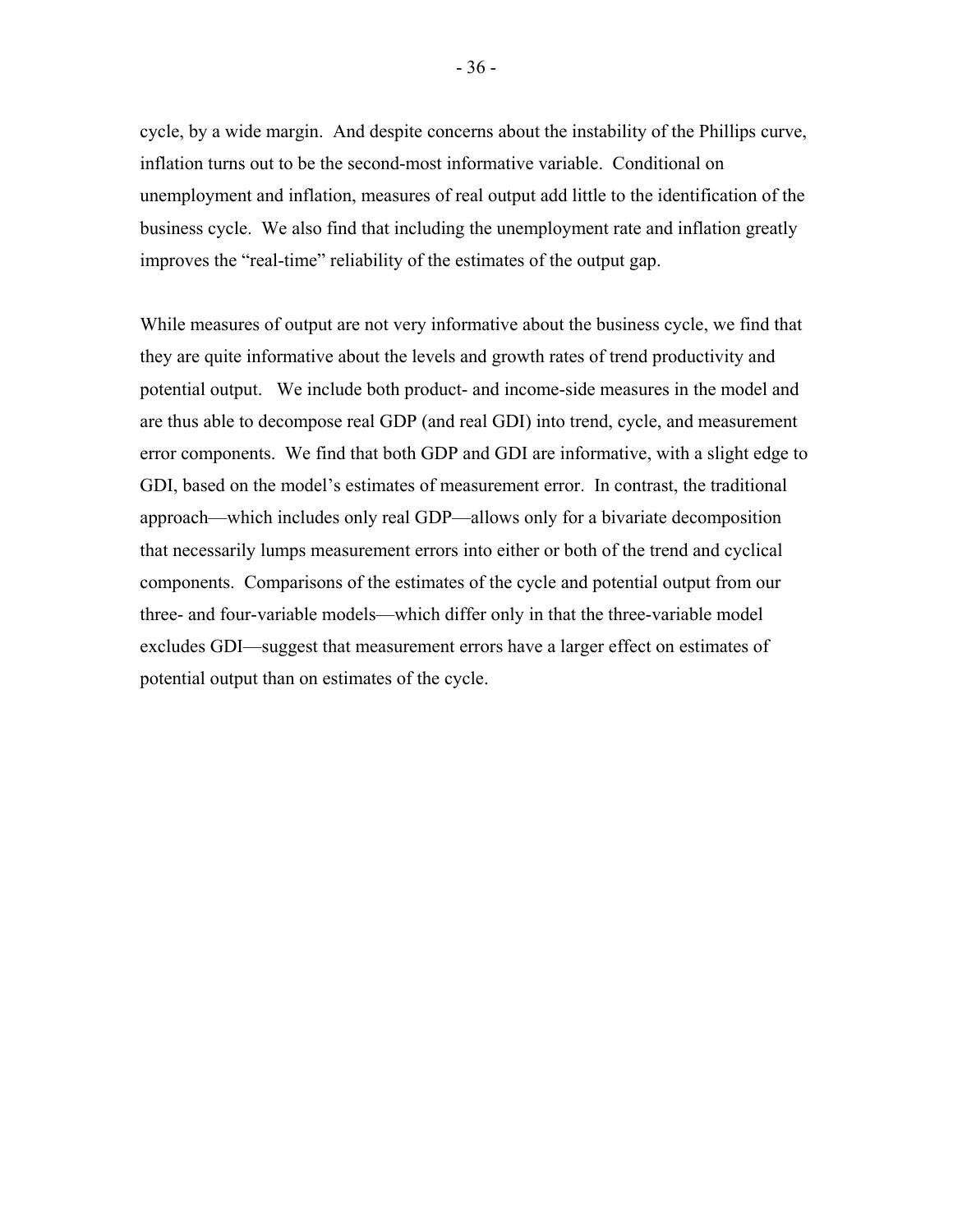cycle, by a wide margin. And despite concerns about the instability of the Phillips curve, inflation turns out to be the second-most informative variable. Conditional on unemployment and inflation, measures of real output add little to the identification of the business cycle. We also find that including the unemployment rate and inflation greatly improves the "real-time" reliability of the estimates of the output gap.

While measures of output are not very informative about the business cycle, we find that they are quite informative about the levels and growth rates of trend productivity and potential output. We include both product- and income-side measures in the model and are thus able to decompose real GDP (and real GDI) into trend, cycle, and measurement error components. We find that both GDP and GDI are informative, with a slight edge to GDI, based on the model's estimates of measurement error. In contrast, the traditional approach—which includes only real GDP—allows only for a bivariate decomposition that necessarily lumps measurement errors into either or both of the trend and cyclical components. Comparisons of the estimates of the cycle and potential output from our three- and four-variable models—which differ only in that the three-variable model excludes GDI—suggest that measurement errors have a larger effect on estimates of potential output than on estimates of the cycle.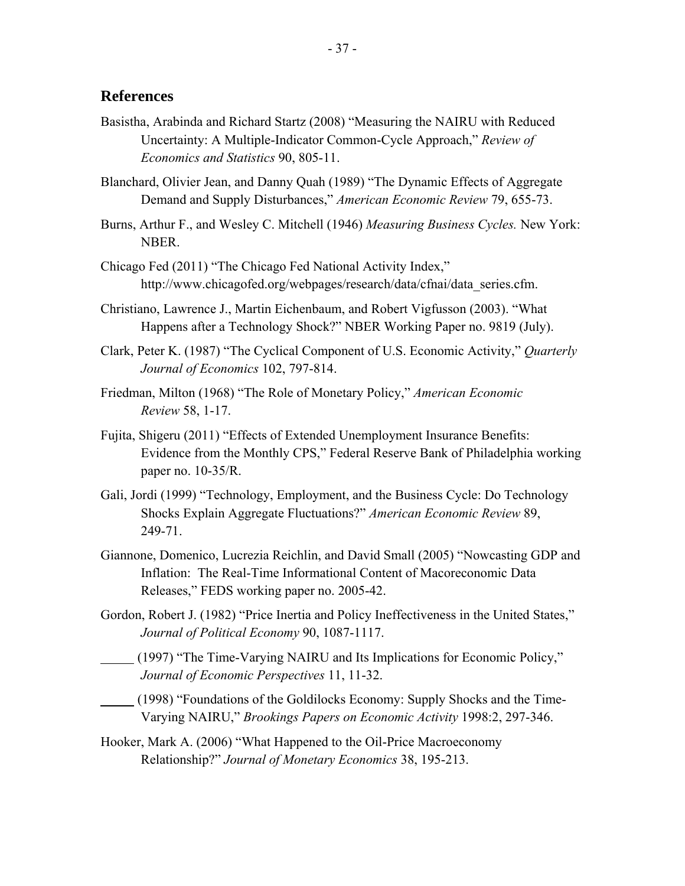## References

Basistha, Arabinda and Richard Startz (2008) "Measuring the NAIRU with Reduced Uncertainty: A Multiple-Indicator Common-Cycle Approach," *Review of Economics and Statistics* 90, 805-11.

Blanchard, Olivier Jean, and Danny Quah (1989) "The Dynamic Effects of Aggregate Demand and Supply Disturbances," *American Economic Review* 79, 655-73.

Burns, Arthur F., and Wesley C. Mitchell (1946) *Measuring Business Cycles.* New York: NBER.

Chicago Fed (2011) "The Chicago Fed National Activity Index," http://www.chicagofed.org/webpages/research/data/cfnai/data_series.cfm.

Christiano, Lawrence J., Martin Eichenbaum, and Robert Vigfusson (2003). "What Happens after a Technology Shock?" NBER Working Paper no. 9819 (July).

Clark, Peter K. (1987) "The Cyclical Component of U.S. Economic Activity," *Quarterly Journal of Economics* 102, 797-814.

Friedman, Milton (1968) "The Role of Monetary Policy," *American Economic Review* 58, 1-17.

Fujita, Shigeru (2011) "Effects of Extended Unemployment Insurance Benefits: Evidence from the Monthly CPS," Federal Reserve Bank of Philadelphia working paper no. 10-35/R.

Gali, Jordi (1999) "Technology, Employment, and the Business Cycle: Do Technology Shocks Explain Aggregate Fluctuations?" *American Economic Review* 89, 249-71.

Giannone, Domenico, Lucrezia Reichlin, and David Small (2005) "Nowcasting GDP and Inflation: The Real-Time Informational Content of Macoreconomic Data Releases," FEDS working paper no. 2005-42.

Gordon, Robert J. (1982) "Price Inertia and Policy Ineffectiveness in the United States," *Journal of Political Economy* 90, 1087-1117.

_____ (1997) "The Time-Varying NAIRU and Its Implications for Economic Policy," *Journal of Economic Perspectives* 11, 11-32.

_____ (1998) "Foundations of the Goldilocks Economy: Supply Shocks and the Time-Varying NAIRU," *Brookings Papers on Economic Activity* 1998:2, 297-346.

Hooker, Mark A. (2006) "What Happened to the Oil-Price Macroeconomy Relationship?" *Journal of Monetary Economics* 38, 195-213.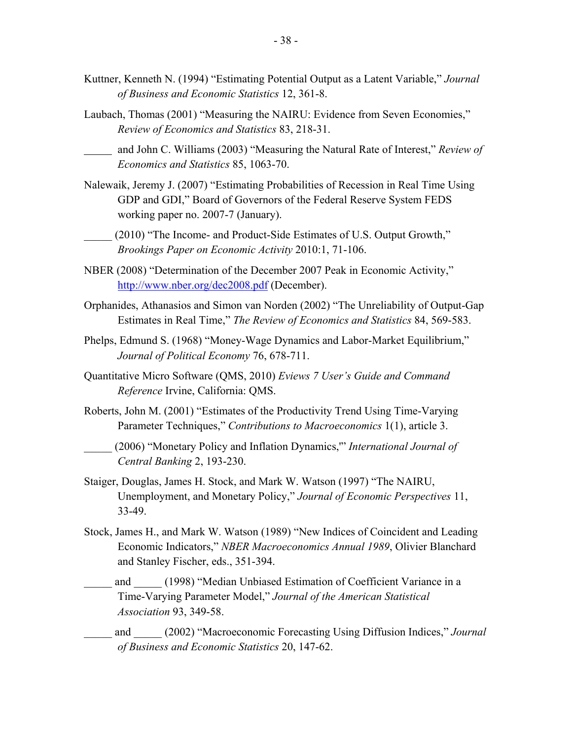Kuttner, Kenneth N. (1994) "Estimating Potential Output as a Latent Variable," *Journal of Business and Economic Statistics* 12, 361-8.

Laubach, Thomas (2001) "Measuring the NAIRU: Evidence from Seven Economies," *Review of Economics and Statistics* 83, 218-31.

_____ and John C. Williams (2003) "Measuring the Natural Rate of Interest," *Review of Economics and Statistics* 85, 1063-70.

Nalewaik, Jeremy J. (2007) "Estimating Probabilities of Recession in Real Time Using GDP and GDI," Board of Governors of the Federal Reserve System FEDS working paper no. 2007-7 (January).

_____ (2010) "The Income- and Product-Side Estimates of U.S. Output Growth," *Brookings Paper on Economic Activity* 2010:1, 71-106.

NBER (2008) "Determination of the December 2007 Peak in Economic Activity," http://www.nber.org/dec2008.pdf (December).

Orphanides, Athanasios and Simon van Norden (2002) "The Unreliability of Output-Gap Estimates in Real Time," *The Review of Economics and Statistics* 84, 569-583.

Phelps, Edmund S. (1968) "Money-Wage Dynamics and Labor-Market Equilibrium," *Journal of Political Economy* 76, 678-711.

Quantitative Micro Software (QMS, 2010) *Eviews 7 User's Guide and Command Reference* Irvine, California: QMS.

Roberts, John M. (2001) "Estimates of the Productivity Trend Using Time-Varying Parameter Techniques," *Contributions to Macroeconomics* 1(1), article 3.

_____ (2006) "Monetary Policy and Inflation Dynamics,'" *International Journal of Central Banking* 2, 193-230.

Staiger, Douglas, James H. Stock, and Mark W. Watson (1997) "The NAIRU, Unemployment, and Monetary Policy," *Journal of Economic Perspectives* 11, 33-49.

Stock, James H., and Mark W. Watson (1989) "New Indices of Coincident and Leading Economic Indicators," *NBER Macroeconomics Annual 1989*, Olivier Blanchard and Stanley Fischer, eds., 351-394.

_____ and _____ (1998) "Median Unbiased Estimation of Coefficient Variance in a Time-Varying Parameter Model," *Journal of the American Statistical Association* 93, 349-58.

_____ and _____ (2002) "Macroeconomic Forecasting Using Diffusion Indices," *Journal of Business and Economic Statistics* 20, 147-62.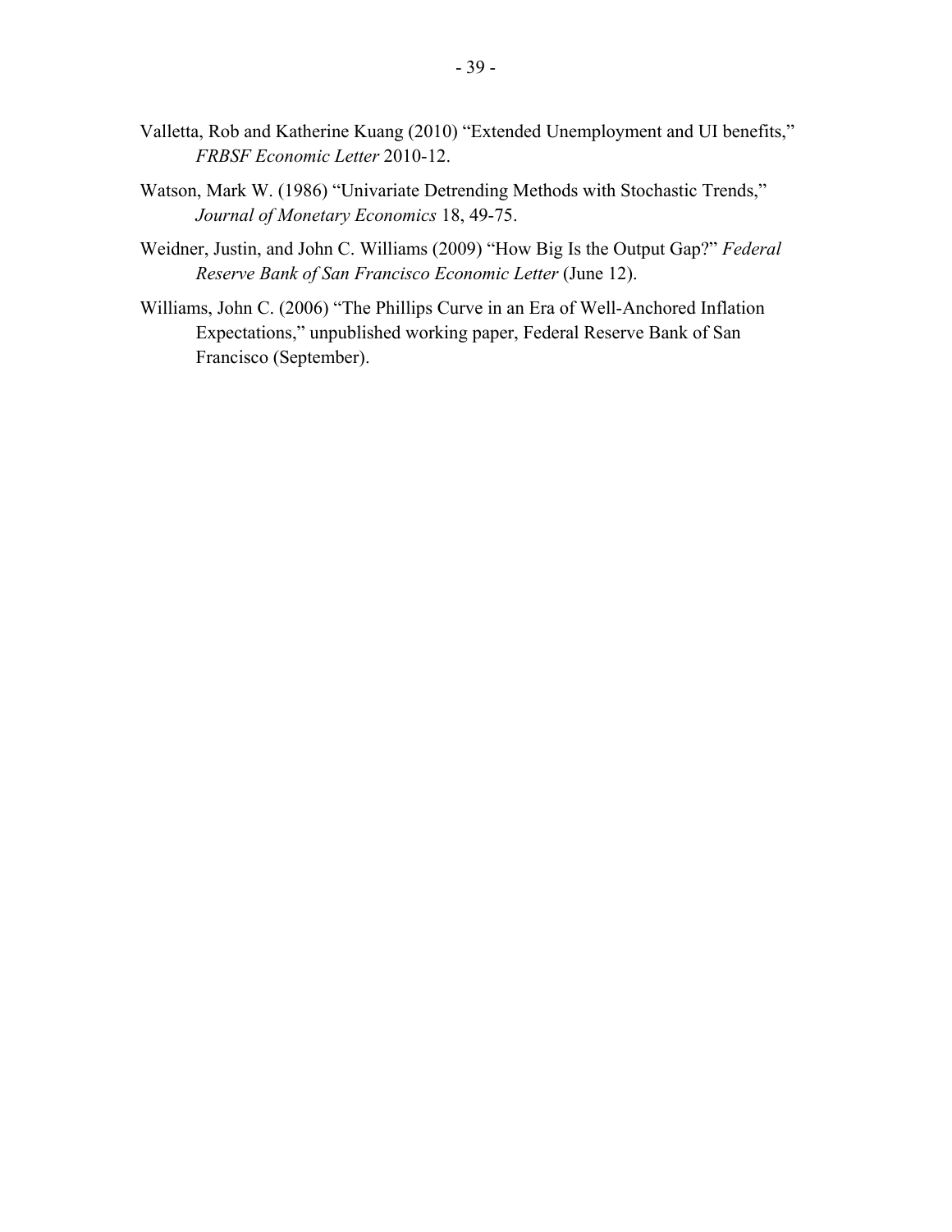Valletta, Rob and Katherine Kuang (2010) "Extended Unemployment and UI benefits," *FRBSF Economic Letter* 2010-12.

Watson, Mark W. (1986) "Univariate Detrending Methods with Stochastic Trends," *Journal of Monetary Economics* 18, 49-75.

Weidner, Justin, and John C. Williams (2009) "How Big Is the Output Gap?" *Federal Reserve Bank of San Francisco Economic Letter* (June 12).

Williams, John C. (2006) "The Phillips Curve in an Era of Well-Anchored Inflation Expectations," unpublished working paper, Federal Reserve Bank of San Francisco (September).